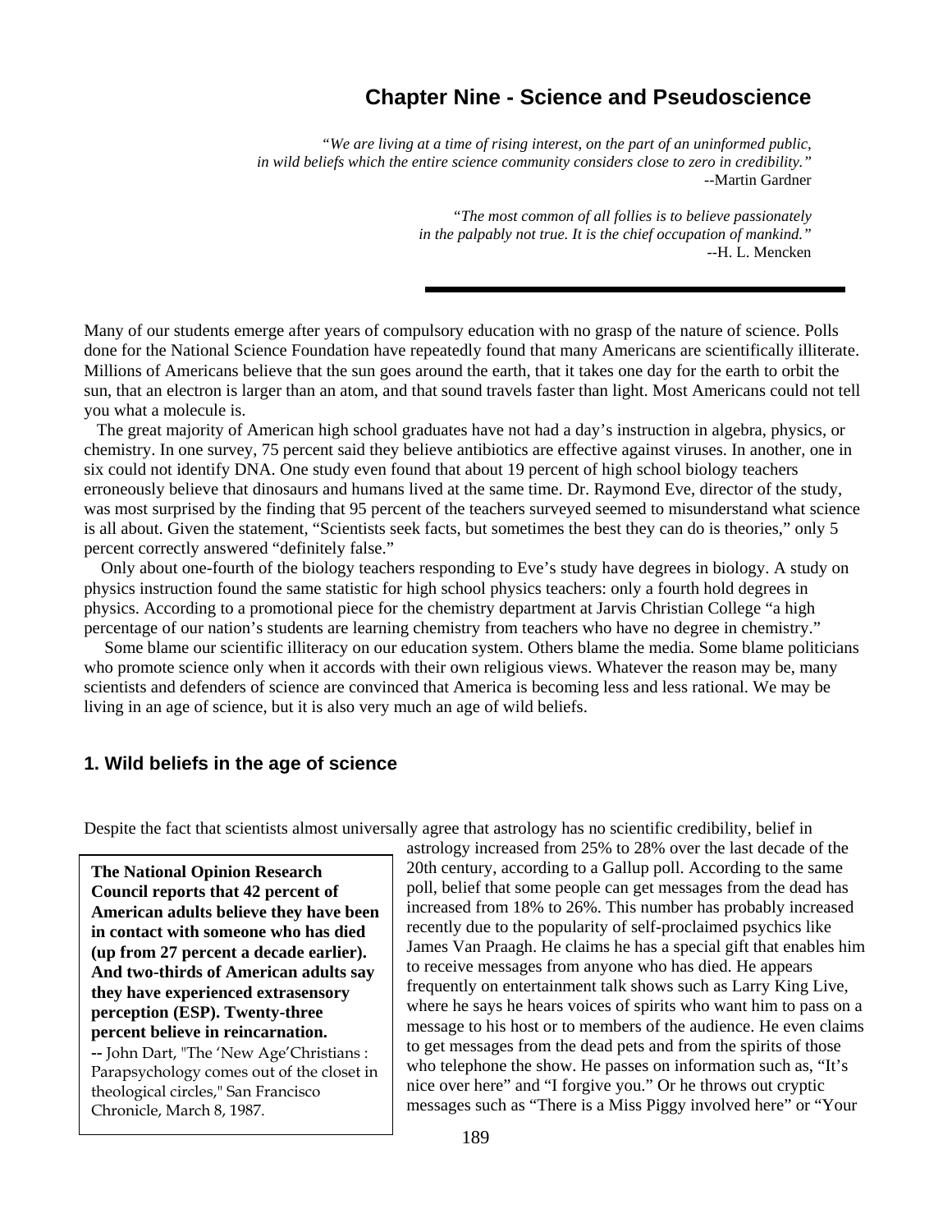# Chapter Nine - Science and Pseudoscience

*"We are living at a time of rising interest, on the part of an uninformed public, in wild beliefs which the entire science community considers close to zero in credibility."*
--Martin Gardner

*"The most common of all follies is to believe passionately in the palpably not true. It is the chief occupation of mankind."*
--H. L. Mencken

---

Many of our students emerge after years of compulsory education with no grasp of the nature of science. Polls done for the National Science Foundation have repeatedly found that many Americans are scientifically illiterate. Millions of Americans believe that the sun goes around the earth, that it takes one day for the earth to orbit the sun, that an electron is larger than an atom, and that sound travels faster than light. Most Americans could not tell you what a molecule is.

The great majority of American high school graduates have not had a day's instruction in algebra, physics, or chemistry. In one survey, 75 percent said they believe antibiotics are effective against viruses. In another, one in six could not identify DNA. One study even found that about 19 percent of high school biology teachers erroneously believe that dinosaurs and humans lived at the same time. Dr. Raymond Eve, director of the study, was most surprised by the finding that 95 percent of the teachers surveyed seemed to misunderstand what science is all about. Given the statement, "Scientists seek facts, but sometimes the best they can do is theories," only 5 percent correctly answered "definitely false."

Only about one-fourth of the biology teachers responding to Eve's study have degrees in biology. A study on physics instruction found the same statistic for high school physics teachers: only a fourth hold degrees in physics. According to a promotional piece for the chemistry department at Jarvis Christian College "a high percentage of our nation's students are learning chemistry from teachers who have no degree in chemistry."

Some blame our scientific illiteracy on our education system. Others blame the media. Some blame politicians who promote science only when it accords with their own religious views. Whatever the reason may be, many scientists and defenders of science are convinced that America is becoming less and less rational. We may be living in an age of science, but it is also very much an age of wild beliefs.

## 1. Wild beliefs in the age of science

Despite the fact that scientists almost universally agree that astrology has no scientific credibility, belief in astrology increased from 25% to 28% over the last decade of the 20th century, according to a Gallup poll. According to the same poll, belief that some people can get messages from the dead has increased from 18% to 26%. This number has probably increased recently due to the popularity of self-proclaimed psychics like James Van Praagh. He claims he has a special gift that enables him to receive messages from anyone who has died. He appears frequently on entertainment talk shows such as Larry King Live, where he says he hears voices of spirits who want him to pass on a message to his host or to members of the audience. He even claims to get messages from the dead pets and from the spirits of those who telephone the show. He passes on information such as, "It's nice over here" and "I forgive you." Or he throws out cryptic messages such as "There is a Miss Piggy involved here" or "Your

> **The National Opinion Research Council reports that 42 percent of American adults believe they have been in contact with someone who has died (up from 27 percent a decade earlier). And two-thirds of American adults say they have experienced extrasensory perception (ESP). Twenty-three percent believe in reincarnation.**
> -- John Dart, "The 'New Age' Christians : Parapsychology comes out of the closet in theological circles," San Francisco Chronicle, March 8, 1987.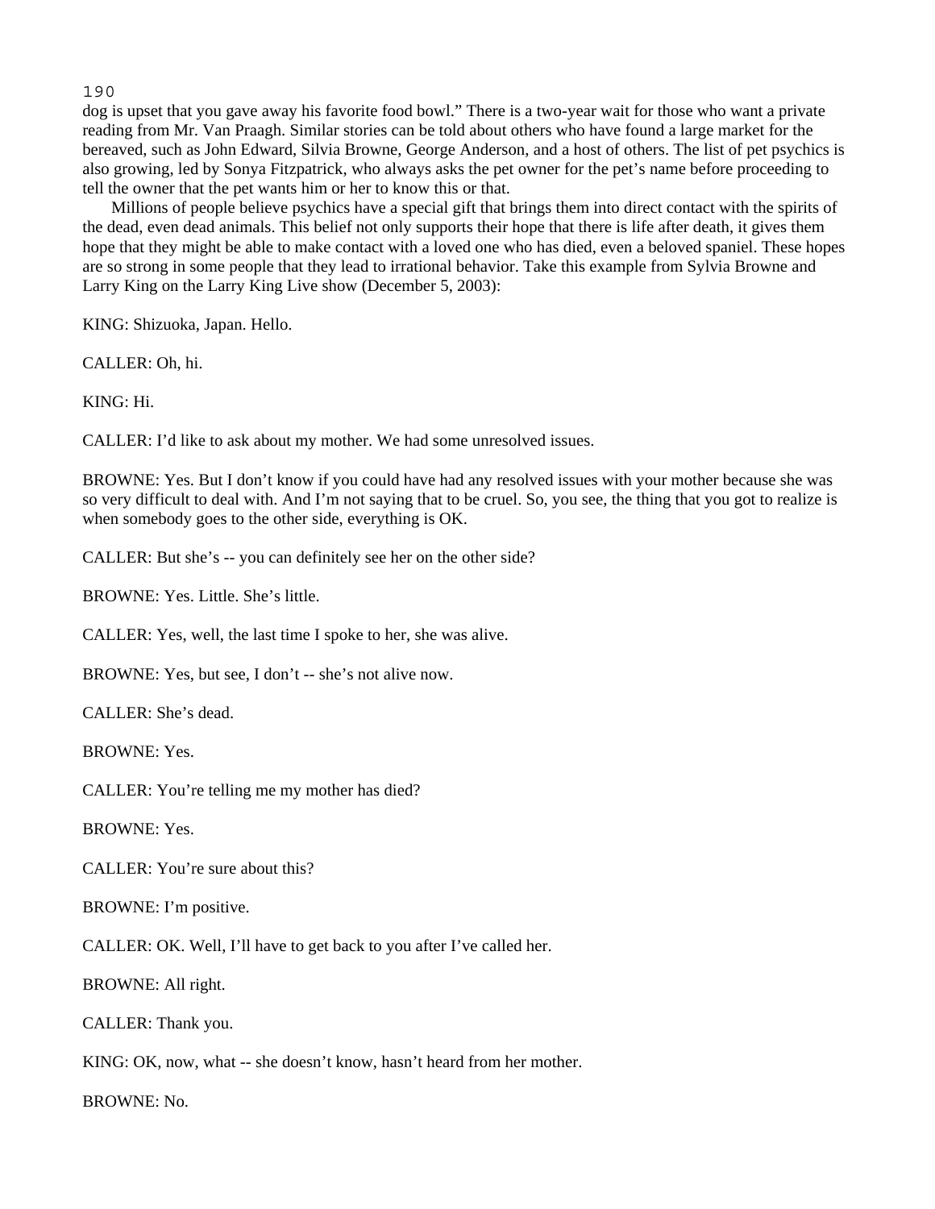dog is upset that you gave away his favorite food bowl." There is a two-year wait for those who want a private reading from Mr. Van Praagh. Similar stories can be told about others who have found a large market for the bereaved, such as John Edward, Silvia Browne, George Anderson, and a host of others. The list of pet psychics is also growing, led by Sonya Fitzpatrick, who always asks the pet owner for the pet's name before proceeding to tell the owner that the pet wants him or her to know this or that.

Millions of people believe psychics have a special gift that brings them into direct contact with the spirits of the dead, even dead animals. This belief not only supports their hope that there is life after death, it gives them hope that they might be able to make contact with a loved one who has died, even a beloved spaniel. These hopes are so strong in some people that they lead to irrational behavior. Take this example from Sylvia Browne and Larry King on the Larry King Live show (December 5, 2003):

KING: Shizuoka, Japan. Hello.

CALLER: Oh, hi.

KING: Hi.

CALLER: I'd like to ask about my mother. We had some unresolved issues.

BROWNE: Yes. But I don't know if you could have had any resolved issues with your mother because she was so very difficult to deal with. And I'm not saying that to be cruel. So, you see, the thing that you got to realize is when somebody goes to the other side, everything is OK.

CALLER: But she's -- you can definitely see her on the other side?

BROWNE: Yes. Little. She's little.

CALLER: Yes, well, the last time I spoke to her, she was alive.

BROWNE: Yes, but see, I don't -- she's not alive now.

CALLER: She's dead.

BROWNE: Yes.

CALLER: You're telling me my mother has died?

BROWNE: Yes.

CALLER: You're sure about this?

BROWNE: I'm positive.

CALLER: OK. Well, I'll have to get back to you after I've called her.

BROWNE: All right.

CALLER: Thank you.

KING: OK, now, what -- she doesn't know, hasn't heard from her mother.

BROWNE: No.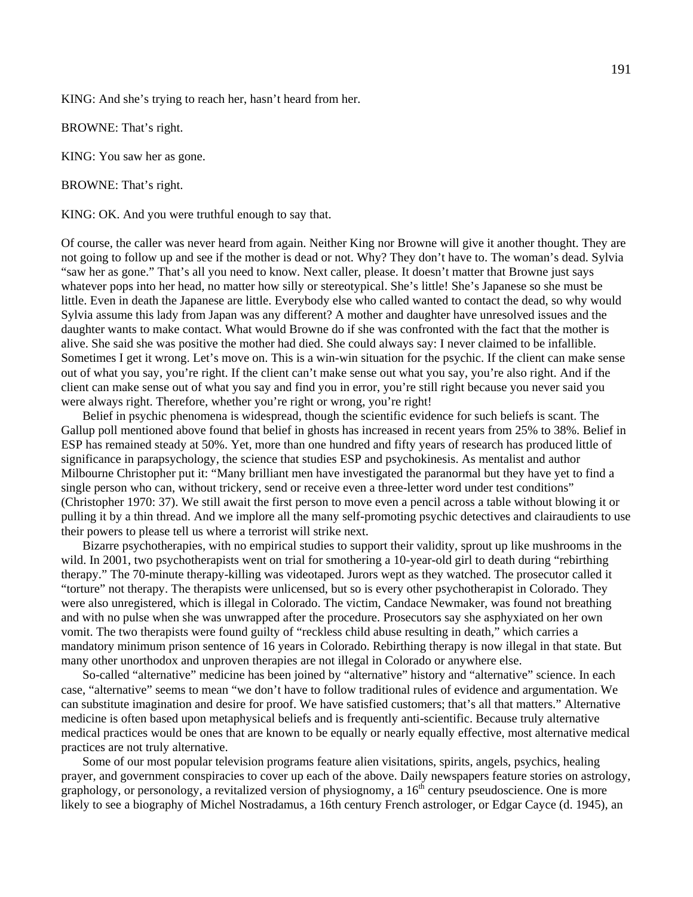KING: And she's trying to reach her, hasn't heard from her.

BROWNE: That's right.

KING: You saw her as gone.

BROWNE: That's right.

KING: OK. And you were truthful enough to say that.

Of course, the caller was never heard from again. Neither King nor Browne will give it another thought. They are not going to follow up and see if the mother is dead or not. Why? They don't have to. The woman's dead. Sylvia "saw her as gone." That's all you need to know. Next caller, please. It doesn't matter that Browne just says whatever pops into her head, no matter how silly or stereotypical. She's little! She's Japanese so she must be little. Even in death the Japanese are little. Everybody else who called wanted to contact the dead, so why would Sylvia assume this lady from Japan was any different? A mother and daughter have unresolved issues and the daughter wants to make contact. What would Browne do if she was confronted with the fact that the mother is alive. She said she was positive the mother had died. She could always say: I never claimed to be infallible. Sometimes I get it wrong. Let's move on. This is a win-win situation for the psychic. If the client can make sense out of what you say, you're right. If the client can't make sense out what you say, you're also right. And if the client can make sense out of what you say and find you in error, you're still right because you never said you were always right. Therefore, whether you're right or wrong, you're right!

Belief in psychic phenomena is widespread, though the scientific evidence for such beliefs is scant. The Gallup poll mentioned above found that belief in ghosts has increased in recent years from 25% to 38%. Belief in ESP has remained steady at 50%. Yet, more than one hundred and fifty years of research has produced little of significance in parapsychology, the science that studies ESP and psychokinesis. As mentalist and author Milbourne Christopher put it: "Many brilliant men have investigated the paranormal but they have yet to find a single person who can, without trickery, send or receive even a three-letter word under test conditions" (Christopher 1970: 37). We still await the first person to move even a pencil across a table without blowing it or pulling it by a thin thread. And we implore all the many self-promoting psychic detectives and clairaudients to use their powers to please tell us where a terrorist will strike next.

Bizarre psychotherapies, with no empirical studies to support their validity, sprout up like mushrooms in the wild. In 2001, two psychotherapists went on trial for smothering a 10-year-old girl to death during "rebirthing therapy." The 70-minute therapy-killing was videotaped. Jurors wept as they watched. The prosecutor called it "torture" not therapy. The therapists were unlicensed, but so is every other psychotherapist in Colorado. They were also unregistered, which is illegal in Colorado. The victim, Candace Newmaker, was found not breathing and with no pulse when she was unwrapped after the procedure. Prosecutors say she asphyxiated on her own vomit. The two therapists were found guilty of "reckless child abuse resulting in death," which carries a mandatory minimum prison sentence of 16 years in Colorado. Rebirthing therapy is now illegal in that state. But many other unorthodox and unproven therapies are not illegal in Colorado or anywhere else.

So-called "alternative" medicine has been joined by "alternative" history and "alternative" science. In each case, "alternative" seems to mean "we don't have to follow traditional rules of evidence and argumentation. We can substitute imagination and desire for proof. We have satisfied customers; that's all that matters." Alternative medicine is often based upon metaphysical beliefs and is frequently anti-scientific. Because truly alternative medical practices would be ones that are known to be equally or nearly equally effective, most alternative medical practices are not truly alternative.

Some of our most popular television programs feature alien visitations, spirits, angels, psychics, healing prayer, and government conspiracies to cover up each of the above. Daily newspapers feature stories on astrology, graphology, or personology, a revitalized version of physiognomy, a 16th century pseudoscience. One is more likely to see a biography of Michel Nostradamus, a 16th century French astrologer, or Edgar Cayce (d. 1945), an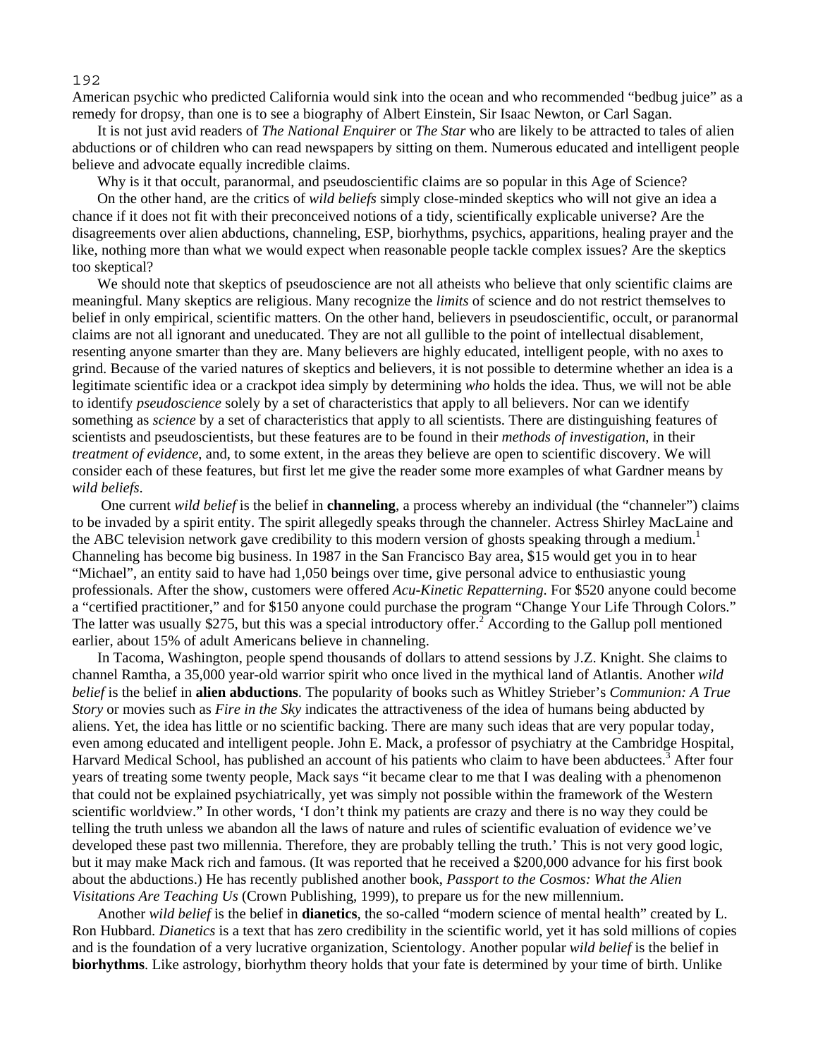American psychic who predicted California would sink into the ocean and who recommended "bedbug juice" as a remedy for dropsy, than one is to see a biography of Albert Einstein, Sir Isaac Newton, or Carl Sagan.

It is not just avid readers of *The National Enquirer* or *The Star* who are likely to be attracted to tales of alien abductions or of children who can read newspapers by sitting on them. Numerous educated and intelligent people believe and advocate equally incredible claims.

Why is it that occult, paranormal, and pseudoscientific claims are so popular in this Age of Science?

On the other hand, are the critics of *wild beliefs* simply close-minded skeptics who will not give an idea a chance if it does not fit with their preconceived notions of a tidy, scientifically explicable universe? Are the disagreements over alien abductions, channeling, ESP, biorhythms, psychics, apparitions, healing prayer and the like, nothing more than what we would expect when reasonable people tackle complex issues? Are the skeptics too skeptical?

We should note that skeptics of pseudoscience are not all atheists who believe that only scientific claims are meaningful. Many skeptics are religious. Many recognize the *limits* of science and do not restrict themselves to belief in only empirical, scientific matters. On the other hand, believers in pseudoscientific, occult, or paranormal claims are not all ignorant and uneducated. They are not all gullible to the point of intellectual disablement, resenting anyone smarter than they are. Many believers are highly educated, intelligent people, with no axes to grind. Because of the varied natures of skeptics and believers, it is not possible to determine whether an idea is a legitimate scientific idea or a crackpot idea simply by determining *who* holds the idea. Thus, we will not be able to identify *pseudoscience* solely by a set of characteristics that apply to all believers. Nor can we identify something as *science* by a set of characteristics that apply to all scientists. There are distinguishing features of scientists and pseudoscientists, but these features are to be found in their *methods of investigation*, in their *treatment of evidence*, and, to some extent, in the areas they believe are open to scientific discovery. We will consider each of these features, but first let me give the reader some more examples of what Gardner means by *wild beliefs*.

One current *wild belief* is the belief in **channeling**, a process whereby an individual (the "channeler") claims to be invaded by a spirit entity. The spirit allegedly speaks through the channeler. Actress Shirley MacLaine and the ABC television network gave credibility to this modern version of ghosts speaking through a medium.[1] Channeling has become big business. In 1987 in the San Francisco Bay area, $15 would get you in to hear "Michael", an entity said to have had 1,050 beings over time, give personal advice to enthusiastic young professionals. After the show, customers were offered *Acu-Kinetic Repatterning*. For $520 anyone could become a "certified practitioner," and for $150 anyone could purchase the program "Change Your Life Through Colors." The latter was usually $275, but this was a special introductory offer.[2] According to the Gallup poll mentioned earlier, about 15% of adult Americans believe in channeling.

In Tacoma, Washington, people spend thousands of dollars to attend sessions by J.Z. Knight. She claims to channel Ramtha, a 35,000 year-old warrior spirit who once lived in the mythical land of Atlantis. Another *wild belief* is the belief in **alien abductions**. The popularity of books such as Whitley Strieber's *Communion: A True Story* or movies such as *Fire in the Sky* indicates the attractiveness of the idea of humans being abducted by aliens. Yet, the idea has little or no scientific backing. There are many such ideas that are very popular today, even among educated and intelligent people. John E. Mack, a professor of psychiatry at the Cambridge Hospital, Harvard Medical School, has published an account of his patients who claim to have been abductees.[3] After four years of treating some twenty people, Mack says "it became clear to me that I was dealing with a phenomenon that could not be explained psychiatrically, yet was simply not possible within the framework of the Western scientific worldview." In other words, 'I don't think my patients are crazy and there is no way they could be telling the truth unless we abandon all the laws of nature and rules of scientific evaluation of evidence we've developed these past two millennia. Therefore, they are probably telling the truth.' This is not very good logic, but it may make Mack rich and famous. (It was reported that he received a $200,000 advance for his first book about the abductions.) He has recently published another book, *Passport to the Cosmos: What the Alien Visitations Are Teaching Us* (Crown Publishing, 1999), to prepare us for the new millennium.

Another *wild belief* is the belief in **dianetics**, the so-called "modern science of mental health" created by L. Ron Hubbard. *Dianetics* is a text that has zero credibility in the scientific world, yet it has sold millions of copies and is the foundation of a very lucrative organization, Scientology. Another popular *wild belief* is the belief in **biorhythms**. Like astrology, biorhythm theory holds that your fate is determined by your time of birth. Unlike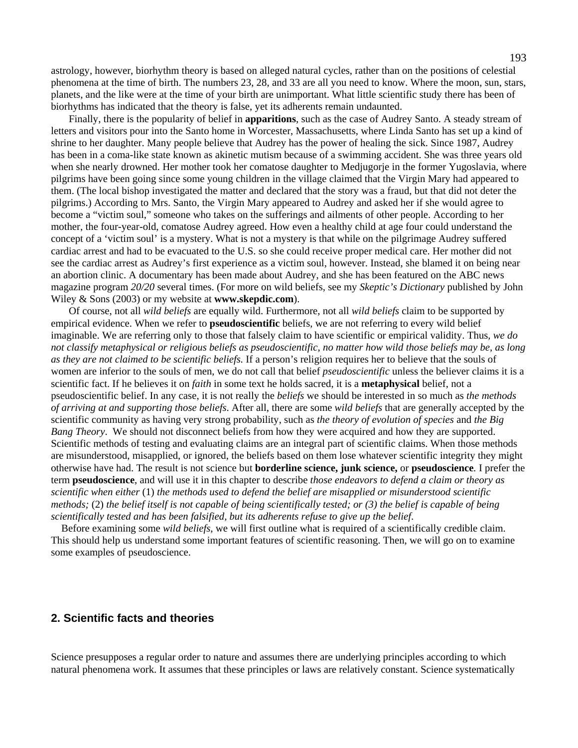astrology, however, biorhythm theory is based on alleged natural cycles, rather than on the positions of celestial phenomena at the time of birth. The numbers 23, 28, and 33 are all you need to know. Where the moon, sun, stars, planets, and the like were at the time of your birth are unimportant. What little scientific study there has been of biorhythms has indicated that the theory is false, yet its adherents remain undaunted.

Finally, there is the popularity of belief in **apparitions**, such as the case of Audrey Santo. A steady stream of letters and visitors pour into the Santo home in Worcester, Massachusetts, where Linda Santo has set up a kind of shrine to her daughter. Many people believe that Audrey has the power of healing the sick. Since 1987, Audrey has been in a coma-like state known as akinetic mutism because of a swimming accident. She was three years old when she nearly drowned. Her mother took her comatose daughter to Medjugorje in the former Yugoslavia, where pilgrims have been going since some young children in the village claimed that the Virgin Mary had appeared to them. (The local bishop investigated the matter and declared that the story was a fraud, but that did not deter the pilgrims.) According to Mrs. Santo, the Virgin Mary appeared to Audrey and asked her if she would agree to become a "victim soul," someone who takes on the sufferings and ailments of other people. According to her mother, the four-year-old, comatose Audrey agreed. How even a healthy child at age four could understand the concept of a 'victim soul' is a mystery. What is not a mystery is that while on the pilgrimage Audrey suffered cardiac arrest and had to be evacuated to the U.S. so she could receive proper medical care. Her mother did not see the cardiac arrest as Audrey's first experience as a victim soul, however. Instead, she blamed it on being near an abortion clinic. A documentary has been made about Audrey, and she has been featured on the ABC news magazine program *20/20* several times. (For more on wild beliefs, see my *Skeptic's Dictionary* published by John Wiley & Sons (2003) or my website at **www.skepdic.com**).

Of course, not all *wild beliefs* are equally wild. Furthermore, not all *wild beliefs* claim to be supported by empirical evidence. When we refer to **pseudoscientific** beliefs, we are not referring to every wild belief imaginable. We are referring only to those that falsely claim to have scientific or empirical validity. Thus, *we do not classify metaphysical or religious beliefs as pseudoscientific, no matter how wild those beliefs may be, as long as they are not claimed to be scientific beliefs.* If a person's religion requires her to believe that the souls of women are inferior to the souls of men, we do not call that belief *pseudoscientific* unless the believer claims it is a scientific fact. If he believes it on *faith* in some text he holds sacred, it is a **metaphysical** belief, not a pseudoscientific belief. In any case, it is not really the *beliefs* we should be interested in so much as *the methods of arriving at and supporting those beliefs*. After all, there are some *wild beliefs* that are generally accepted by the scientific community as having very strong probability, such as *the theory of evolution of species* and *the Big Bang Theory*. We should not disconnect beliefs from how they were acquired and how they are supported. Scientific methods of testing and evaluating claims are an integral part of scientific claims. When those methods are misunderstood, misapplied, or ignored, the beliefs based on them lose whatever scientific integrity they might otherwise have had. The result is not science but **borderline science, junk science,** or **pseudoscience**. I prefer the term **pseudoscience**, and will use it in this chapter to describe *those endeavors to defend a claim or theory as scientific when either* (1) *the methods used to defend the belief are misapplied or misunderstood scientific methods;* (2) *the belief itself is not capable of being scientifically tested; or (3) the belief is capable of being scientifically tested and has been falsified, but its adherents refuse to give up the belief.*

Before examining some *wild beliefs*, we will first outline what is required of a scientifically credible claim. This should help us understand some important features of scientific reasoning. Then, we will go on to examine some examples of pseudoscience.

## 2. Scientific facts and theories

Science presupposes a regular order to nature and assumes there are underlying principles according to which natural phenomena work. It assumes that these principles or laws are relatively constant. Science systematically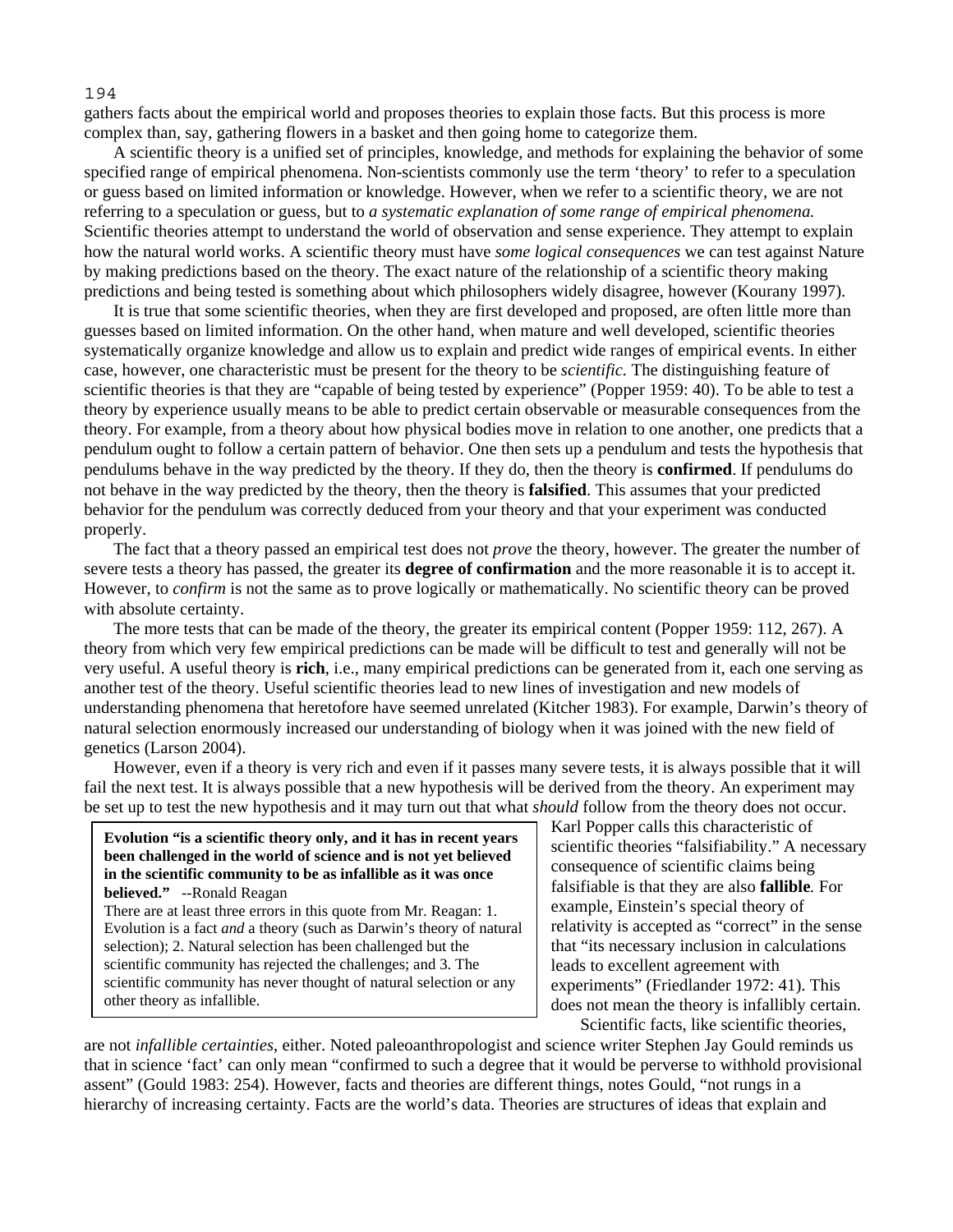gathers facts about the empirical world and proposes theories to explain those facts. But this process is more complex than, say, gathering flowers in a basket and then going home to categorize them.

A scientific theory is a unified set of principles, knowledge, and methods for explaining the behavior of some specified range of empirical phenomena. Non-scientists commonly use the term 'theory' to refer to a speculation or guess based on limited information or knowledge. However, when we refer to a scientific theory, we are not referring to a speculation or guess, but to *a systematic explanation of some range of empirical phenomena.* Scientific theories attempt to understand the world of observation and sense experience. They attempt to explain how the natural world works. A scientific theory must have *some logical consequences* we can test against Nature by making predictions based on the theory. The exact nature of the relationship of a scientific theory making predictions and being tested is something about which philosophers widely disagree, however (Kourany 1997).

It is true that some scientific theories, when they are first developed and proposed, are often little more than guesses based on limited information. On the other hand, when mature and well developed, scientific theories systematically organize knowledge and allow us to explain and predict wide ranges of empirical events. In either case, however, one characteristic must be present for the theory to be *scientific.* The distinguishing feature of scientific theories is that they are "capable of being tested by experience" (Popper 1959: 40). To be able to test a theory by experience usually means to be able to predict certain observable or measurable consequences from the theory. For example, from a theory about how physical bodies move in relation to one another, one predicts that a pendulum ought to follow a certain pattern of behavior. One then sets up a pendulum and tests the hypothesis that pendulums behave in the way predicted by the theory. If they do, then the theory is **confirmed**. If pendulums do not behave in the way predicted by the theory, then the theory is **falsified**. This assumes that your predicted behavior for the pendulum was correctly deduced from your theory and that your experiment was conducted properly.

The fact that a theory passed an empirical test does not *prove* the theory, however. The greater the number of severe tests a theory has passed, the greater its **degree of confirmation** and the more reasonable it is to accept it. However, to *confirm* is not the same as to prove logically or mathematically. No scientific theory can be proved with absolute certainty.

The more tests that can be made of the theory, the greater its empirical content (Popper 1959: 112, 267). A theory from which very few empirical predictions can be made will be difficult to test and generally will not be very useful. A useful theory is **rich**, i.e., many empirical predictions can be generated from it, each one serving as another test of the theory. Useful scientific theories lead to new lines of investigation and new models of understanding phenomena that heretofore have seemed unrelated (Kitcher 1983). For example, Darwin's theory of natural selection enormously increased our understanding of biology when it was joined with the new field of genetics (Larson 2004).

However, even if a theory is very rich and even if it passes many severe tests, it is always possible that it will fail the next test. It is always possible that a new hypothesis will be derived from the theory. An experiment may be set up to test the new hypothesis and it may turn out that what *should* follow from the theory does not occur. Karl Popper calls this characteristic of scientific theories "falsifiability." A necessary consequence of scientific claims being falsifiable is that they are also **fallible***.* For example, Einstein's special theory of relativity is accepted as "correct" in the sense that "its necessary inclusion in calculations leads to excellent agreement with experiments" (Friedlander 1972: 41). This does not mean the theory is infallibly certain.

> **Evolution "is a scientific theory only, and it has in recent years been challenged in the world of science and is not yet believed in the scientific community to be as infallible as it was once believed."** --Ronald Reagan
>
> There are at least three errors in this quote from Mr. Reagan: 1. Evolution is a fact *and* a theory (such as Darwin's theory of natural selection); 2. Natural selection has been challenged but the scientific community has rejected the challenges; and 3. The scientific community has never thought of natural selection or any other theory as infallible.

Scientific facts, like scientific theories, are not *infallible certainties*, either. Noted paleoanthropologist and science writer Stephen Jay Gould reminds us that in science 'fact' can only mean "confirmed to such a degree that it would be perverse to withhold provisional assent" (Gould 1983: 254). However, facts and theories are different things, notes Gould, "not rungs in a hierarchy of increasing certainty. Facts are the world's data. Theories are structures of ideas that explain and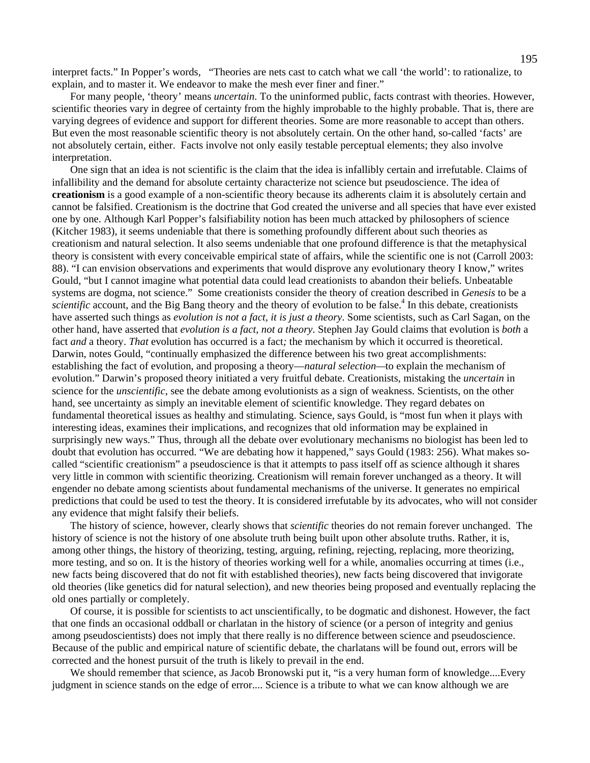interpret facts." In Popper's words, "Theories are nets cast to catch what we call 'the world': to rationalize, to explain, and to master it. We endeavor to make the mesh ever finer and finer."

For many people, 'theory' means *uncertain*. To the uninformed public, facts contrast with theories. However, scientific theories vary in degree of certainty from the highly improbable to the highly probable. That is, there are varying degrees of evidence and support for different theories. Some are more reasonable to accept than others. But even the most reasonable scientific theory is not absolutely certain. On the other hand, so-called 'facts' are not absolutely certain, either. Facts involve not only easily testable perceptual elements; they also involve interpretation.

One sign that an idea is not scientific is the claim that the idea is infallibly certain and irrefutable. Claims of infallibility and the demand for absolute certainty characterize not science but pseudoscience. The idea of **creationism** is a good example of a non-scientific theory because its adherents claim it is absolutely certain and cannot be falsified. Creationism is the doctrine that God created the universe and all species that have ever existed one by one. Although Karl Popper's falsifiability notion has been much attacked by philosophers of science (Kitcher 1983), it seems undeniable that there is something profoundly different about such theories as creationism and natural selection. It also seems undeniable that one profound difference is that the metaphysical theory is consistent with every conceivable empirical state of affairs, while the scientific one is not (Carroll 2003: 88). "I can envision observations and experiments that would disprove any evolutionary theory I know," writes Gould, "but I cannot imagine what potential data could lead creationists to abandon their beliefs. Unbeatable systems are dogma, not science." Some creationists consider the theory of creation described in *Genesis* to be a *scientific* account, and the Big Bang theory and the theory of evolution to be false.[4] In this debate, creationists have asserted such things as *evolution is not a fact, it is just a theory*. Some scientists, such as Carl Sagan, on the other hand, have asserted that *evolution is a fact, not a theory*. Stephen Jay Gould claims that evolution is *both* a fact *and* a theory. *That* evolution has occurred is a fact*;* the mechanism by which it occurred is theoretical. Darwin, notes Gould, "continually emphasized the difference between his two great accomplishments: establishing the fact of evolution, and proposing a theory—*natural selection*—to explain the mechanism of evolution." Darwin's proposed theory initiated a very fruitful debate. Creationists, mistaking the *uncertain* in science for the *unscientific*, see the debate among evolutionists as a sign of weakness. Scientists, on the other hand, see uncertainty as simply an inevitable element of scientific knowledge. They regard debates on fundamental theoretical issues as healthy and stimulating. Science, says Gould, is "most fun when it plays with interesting ideas, examines their implications, and recognizes that old information may be explained in surprisingly new ways." Thus, through all the debate over evolutionary mechanisms no biologist has been led to doubt that evolution has occurred. "We are debating how it happened," says Gould (1983: 256). What makes so-called "scientific creationism" a pseudoscience is that it attempts to pass itself off as science although it shares very little in common with scientific theorizing. Creationism will remain forever unchanged as a theory. It will engender no debate among scientists about fundamental mechanisms of the universe. It generates no empirical predictions that could be used to test the theory. It is considered irrefutable by its advocates, who will not consider any evidence that might falsify their beliefs.

The history of science, however, clearly shows that *scientific* theories do not remain forever unchanged. The history of science is not the history of one absolute truth being built upon other absolute truths. Rather, it is, among other things, the history of theorizing, testing, arguing, refining, rejecting, replacing, more theorizing, more testing, and so on. It is the history of theories working well for a while, anomalies occurring at times (i.e., new facts being discovered that do not fit with established theories), new facts being discovered that invigorate old theories (like genetics did for natural selection), and new theories being proposed and eventually replacing the old ones partially or completely.

Of course, it is possible for scientists to act unscientifically, to be dogmatic and dishonest. However, the fact that one finds an occasional oddball or charlatan in the history of science (or a person of integrity and genius among pseudoscientists) does not imply that there really is no difference between science and pseudoscience. Because of the public and empirical nature of scientific debate, the charlatans will be found out, errors will be corrected and the honest pursuit of the truth is likely to prevail in the end.

We should remember that science, as Jacob Bronowski put it, "is a very human form of knowledge....Every judgment in science stands on the edge of error.... Science is a tribute to what we can know although we are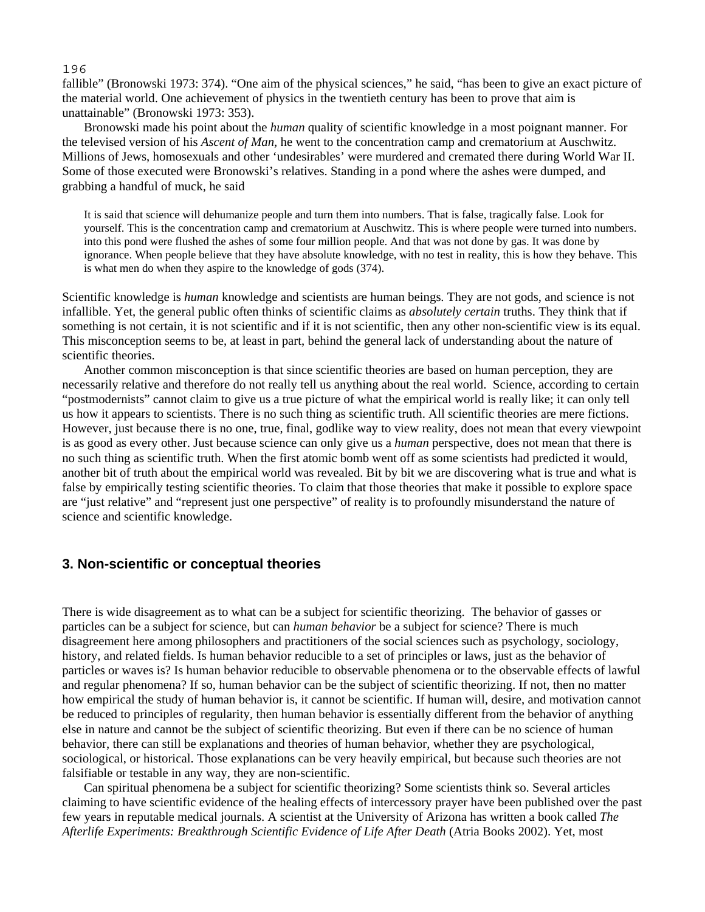fallible" (Bronowski 1973: 374). "One aim of the physical sciences," he said, "has been to give an exact picture of the material world. One achievement of physics in the twentieth century has been to prove that aim is unattainable" (Bronowski 1973: 353).

Bronowski made his point about the *human* quality of scientific knowledge in a most poignant manner. For the televised version of his *Ascent of Man*, he went to the concentration camp and crematorium at Auschwitz. Millions of Jews, homosexuals and other 'undesirables' were murdered and cremated there during World War II. Some of those executed were Bronowski's relatives. Standing in a pond where the ashes were dumped, and grabbing a handful of muck, he said

> It is said that science will dehumanize people and turn them into numbers. That is false, tragically false. Look for yourself. This is the concentration camp and crematorium at Auschwitz. This is where people were turned into numbers. into this pond were flushed the ashes of some four million people. And that was not done by gas. It was done by ignorance. When people believe that they have absolute knowledge, with no test in reality, this is how they behave. This is what men do when they aspire to the knowledge of gods (374).

Scientific knowledge is *human* knowledge and scientists are human beings. They are not gods, and science is not infallible. Yet, the general public often thinks of scientific claims as *absolutely certain* truths. They think that if something is not certain, it is not scientific and if it is not scientific, then any other non-scientific view is its equal. This misconception seems to be, at least in part, behind the general lack of understanding about the nature of scientific theories.

Another common misconception is that since scientific theories are based on human perception, they are necessarily relative and therefore do not really tell us anything about the real world. Science, according to certain "postmodernists" cannot claim to give us a true picture of what the empirical world is really like; it can only tell us how it appears to scientists. There is no such thing as scientific truth. All scientific theories are mere fictions. However, just because there is no one, true, final, godlike way to view reality, does not mean that every viewpoint is as good as every other. Just because science can only give us a *human* perspective, does not mean that there is no such thing as scientific truth. When the first atomic bomb went off as some scientists had predicted it would, another bit of truth about the empirical world was revealed. Bit by bit we are discovering what is true and what is false by empirically testing scientific theories. To claim that those theories that make it possible to explore space are "just relative" and "represent just one perspective" of reality is to profoundly misunderstand the nature of science and scientific knowledge.

## 3. Non-scientific or conceptual theories

There is wide disagreement as to what can be a subject for scientific theorizing. The behavior of gasses or particles can be a subject for science, but can *human behavior* be a subject for science? There is much disagreement here among philosophers and practitioners of the social sciences such as psychology, sociology, history, and related fields. Is human behavior reducible to a set of principles or laws, just as the behavior of particles or waves is? Is human behavior reducible to observable phenomena or to the observable effects of lawful and regular phenomena? If so, human behavior can be the subject of scientific theorizing. If not, then no matter how empirical the study of human behavior is, it cannot be scientific. If human will, desire, and motivation cannot be reduced to principles of regularity, then human behavior is essentially different from the behavior of anything else in nature and cannot be the subject of scientific theorizing. But even if there can be no science of human behavior, there can still be explanations and theories of human behavior, whether they are psychological, sociological, or historical. Those explanations can be very heavily empirical, but because such theories are not falsifiable or testable in any way, they are non-scientific.

Can spiritual phenomena be a subject for scientific theorizing? Some scientists think so. Several articles claiming to have scientific evidence of the healing effects of intercessory prayer have been published over the past few years in reputable medical journals. A scientist at the University of Arizona has written a book called *The Afterlife Experiments: Breakthrough Scientific Evidence of Life After Death* (Atria Books 2002). Yet, most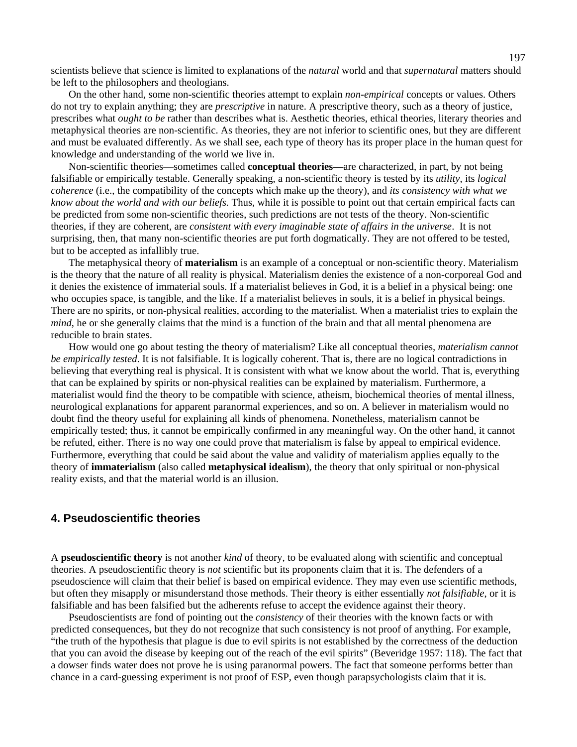scientists believe that science is limited to explanations of the *natural* world and that *supernatural* matters should be left to the philosophers and theologians.

On the other hand, some non-scientific theories attempt to explain *non-empirical* concepts or values. Others do not try to explain anything; they are *prescriptive* in nature. A prescriptive theory, such as a theory of justice, prescribes what *ought to be* rather than describes what is. Aesthetic theories, ethical theories, literary theories and metaphysical theories are non-scientific. As theories, they are not inferior to scientific ones, but they are different and must be evaluated differently. As we shall see, each type of theory has its proper place in the human quest for knowledge and understanding of the world we live in.

Non-scientific theories—sometimes called **conceptual theories—**are characterized, in part, by not being falsifiable or empirically testable. Generally speaking, a non-scientific theory is tested by its *utility*, its *logical coherence* (i.e., the compatibility of the concepts which make up the theory), and *its consistency with what we know about the world and with our beliefs.* Thus, while it is possible to point out that certain empirical facts can be predicted from some non-scientific theories, such predictions are not tests of the theory. Non-scientific theories, if they are coherent, are *consistent with every imaginable state of affairs in the universe*. It is not surprising, then, that many non-scientific theories are put forth dogmatically. They are not offered to be tested, but to be accepted as infallibly true.

The metaphysical theory of **materialism** is an example of a conceptual or non-scientific theory. Materialism is the theory that the nature of all reality is physical. Materialism denies the existence of a non-corporeal God and it denies the existence of immaterial souls. If a materialist believes in God, it is a belief in a physical being: one who occupies space, is tangible, and the like. If a materialist believes in souls, it is a belief in physical beings. There are no spirits, or non-physical realities, according to the materialist. When a materialist tries to explain the *mind*, he or she generally claims that the mind is a function of the brain and that all mental phenomena are reducible to brain states.

How would one go about testing the theory of materialism? Like all conceptual theories, *materialism cannot be empirically tested*. It is not falsifiable. It is logically coherent. That is, there are no logical contradictions in believing that everything real is physical. It is consistent with what we know about the world. That is, everything that can be explained by spirits or non-physical realities can be explained by materialism. Furthermore, a materialist would find the theory to be compatible with science, atheism, biochemical theories of mental illness, neurological explanations for apparent paranormal experiences, and so on. A believer in materialism would no doubt find the theory useful for explaining all kinds of phenomena. Nonetheless, materialism cannot be empirically tested; thus, it cannot be empirically confirmed in any meaningful way. On the other hand, it cannot be refuted, either. There is no way one could prove that materialism is false by appeal to empirical evidence. Furthermore, everything that could be said about the value and validity of materialism applies equally to the theory of **immaterialism** (also called **metaphysical idealism**), the theory that only spiritual or non-physical reality exists, and that the material world is an illusion.

## 4. Pseudoscientific theories

A **pseudoscientific theory** is not another *kind* of theory, to be evaluated along with scientific and conceptual theories. A pseudoscientific theory is *not* scientific but its proponents claim that it is. The defenders of a pseudoscience will claim that their belief is based on empirical evidence. They may even use scientific methods, but often they misapply or misunderstand those methods. Their theory is either essentially *not falsifiable*, or it is falsifiable and has been falsified but the adherents refuse to accept the evidence against their theory.

Pseudoscientists are fond of pointing out the *consistency* of their theories with the known facts or with predicted consequences, but they do not recognize that such consistency is not proof of anything. For example, "the truth of the hypothesis that plague is due to evil spirits is not established by the correctness of the deduction that you can avoid the disease by keeping out of the reach of the evil spirits" (Beveridge 1957: 118). The fact that a dowser finds water does not prove he is using paranormal powers. The fact that someone performs better than chance in a card-guessing experiment is not proof of ESP, even though parapsychologists claim that it is.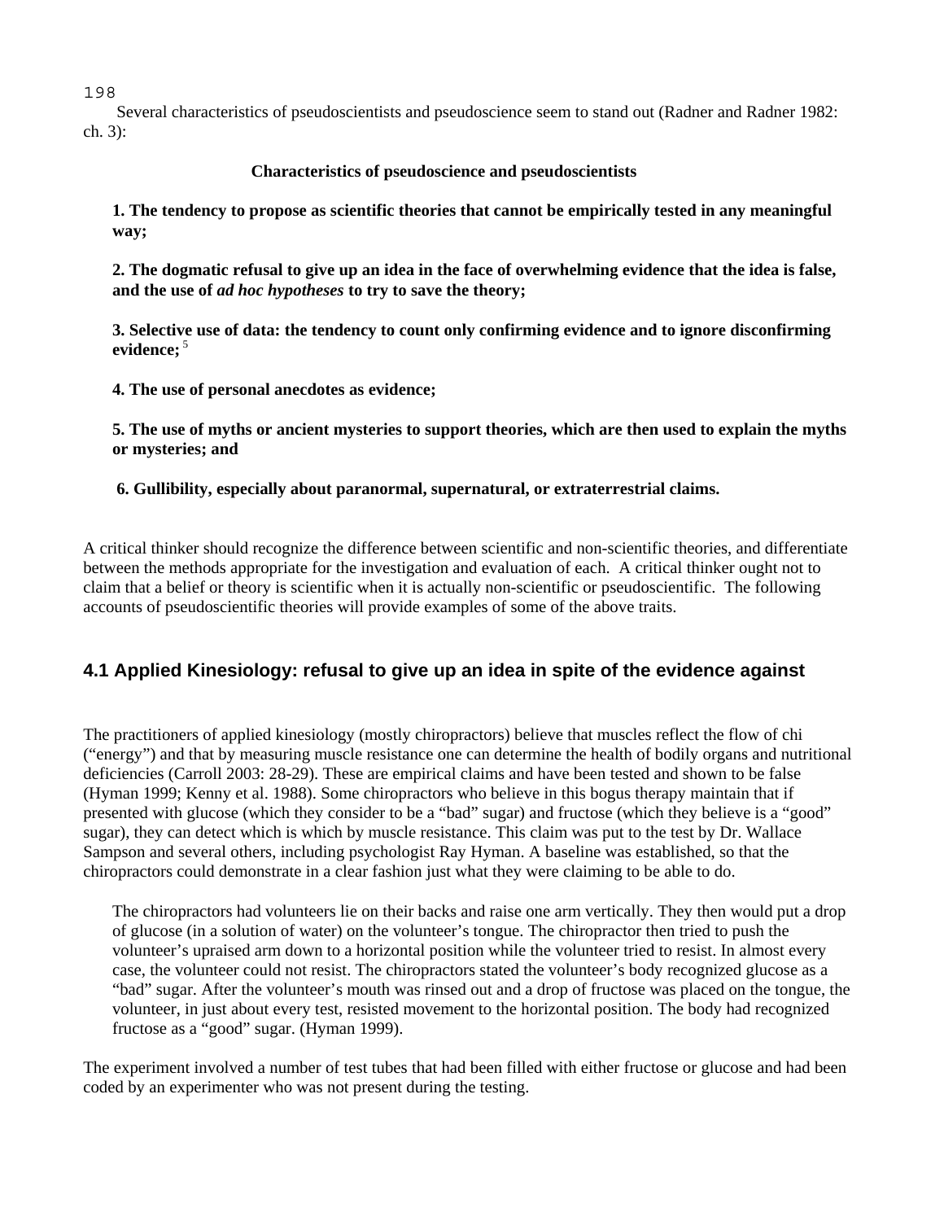Several characteristics of pseudoscientists and pseudoscience seem to stand out (Radner and Radner 1982: ch. 3):

**Characteristics of pseudoscience and pseudoscientists**

**1. The tendency to propose as scientific theories that cannot be empirically tested in any meaningful way;**

**2. The dogmatic refusal to give up an idea in the face of overwhelming evidence that the idea is false, and the use of *ad hoc hypotheses* to try to save the theory;**

**3. Selective use of data: the tendency to count only confirming evidence and to ignore disconfirming evidence;** [5]

**4. The use of personal anecdotes as evidence;**

**5. The use of myths or ancient mysteries to support theories, which are then used to explain the myths or mysteries; and**

**6. Gullibility, especially about paranormal, supernatural, or extraterrestrial claims.**

A critical thinker should recognize the difference between scientific and non-scientific theories, and differentiate between the methods appropriate for the investigation and evaluation of each. A critical thinker ought not to claim that a belief or theory is scientific when it is actually non-scientific or pseudoscientific. The following accounts of pseudoscientific theories will provide examples of some of the above traits.

## 4.1 Applied Kinesiology: refusal to give up an idea in spite of the evidence against

The practitioners of applied kinesiology (mostly chiropractors) believe that muscles reflect the flow of chi ("energy") and that by measuring muscle resistance one can determine the health of bodily organs and nutritional deficiencies (Carroll 2003: 28-29). These are empirical claims and have been tested and shown to be false (Hyman 1999; Kenny et al. 1988). Some chiropractors who believe in this bogus therapy maintain that if presented with glucose (which they consider to be a "bad" sugar) and fructose (which they believe is a "good" sugar), they can detect which is which by muscle resistance. This claim was put to the test by Dr. Wallace Sampson and several others, including psychologist Ray Hyman. A baseline was established, so that the chiropractors could demonstrate in a clear fashion just what they were claiming to be able to do.

> The chiropractors had volunteers lie on their backs and raise one arm vertically. They then would put a drop of glucose (in a solution of water) on the volunteer's tongue. The chiropractor then tried to push the volunteer's upraised arm down to a horizontal position while the volunteer tried to resist. In almost every case, the volunteer could not resist. The chiropractors stated the volunteer's body recognized glucose as a "bad" sugar. After the volunteer's mouth was rinsed out and a drop of fructose was placed on the tongue, the volunteer, in just about every test, resisted movement to the horizontal position. The body had recognized fructose as a "good" sugar. (Hyman 1999).

The experiment involved a number of test tubes that had been filled with either fructose or glucose and had been coded by an experimenter who was not present during the testing.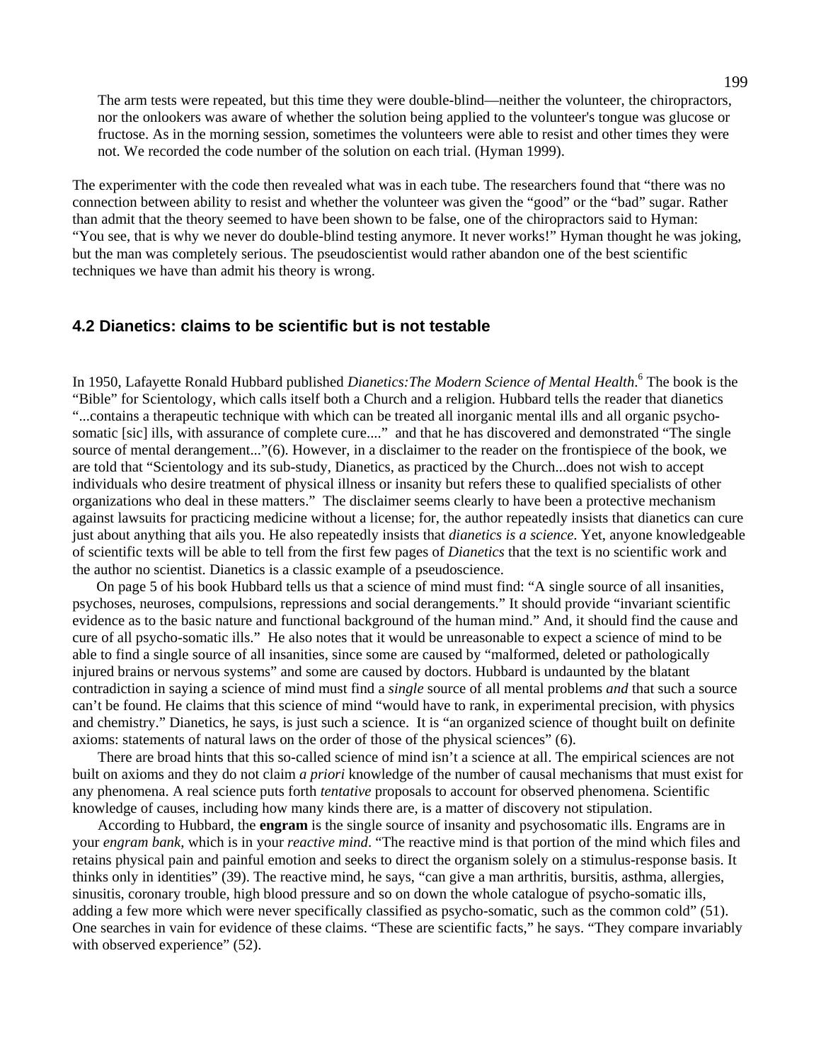> The arm tests were repeated, but this time they were double-blind—neither the volunteer, the chiropractors, nor the onlookers was aware of whether the solution being applied to the volunteer's tongue was glucose or fructose. As in the morning session, sometimes the volunteers were able to resist and other times they were not. We recorded the code number of the solution on each trial. (Hyman 1999).

The experimenter with the code then revealed what was in each tube. The researchers found that "there was no connection between ability to resist and whether the volunteer was given the "good" or the "bad" sugar. Rather than admit that the theory seemed to have been shown to be false, one of the chiropractors said to Hyman: "You see, that is why we never do double-blind testing anymore. It never works!" Hyman thought he was joking, but the man was completely serious. The pseudoscientist would rather abandon one of the best scientific techniques we have than admit his theory is wrong.

### 4.2 Dianetics: claims to be scientific but is not testable

In 1950, Lafayette Ronald Hubbard published *Dianetics:The Modern Science of Mental Health*.[6] The book is the "Bible" for Scientology, which calls itself both a Church and a religion. Hubbard tells the reader that dianetics "...contains a therapeutic technique with which can be treated all inorganic mental ills and all organic psycho-somatic [sic] ills, with assurance of complete cure...." and that he has discovered and demonstrated "The single source of mental derangement..."(6). However, in a disclaimer to the reader on the frontispiece of the book, we are told that "Scientology and its sub-study, Dianetics, as practiced by the Church...does not wish to accept individuals who desire treatment of physical illness or insanity but refers these to qualified specialists of other organizations who deal in these matters." The disclaimer seems clearly to have been a protective mechanism against lawsuits for practicing medicine without a license; for, the author repeatedly insists that dianetics can cure just about anything that ails you. He also repeatedly insists that *dianetics is a science*. Yet, anyone knowledgeable of scientific texts will be able to tell from the first few pages of *Dianetics* that the text is no scientific work and the author no scientist. Dianetics is a classic example of a pseudoscience.

On page 5 of his book Hubbard tells us that a science of mind must find: "A single source of all insanities, psychoses, neuroses, compulsions, repressions and social derangements." It should provide "invariant scientific evidence as to the basic nature and functional background of the human mind." And, it should find the cause and cure of all psycho-somatic ills." He also notes that it would be unreasonable to expect a science of mind to be able to find a single source of all insanities, since some are caused by "malformed, deleted or pathologically injured brains or nervous systems" and some are caused by doctors. Hubbard is undaunted by the blatant contradiction in saying a science of mind must find a *single* source of all mental problems *and* that such a source can't be found. He claims that this science of mind "would have to rank, in experimental precision, with physics and chemistry." Dianetics, he says, is just such a science. It is "an organized science of thought built on definite axioms: statements of natural laws on the order of those of the physical sciences" (6).

There are broad hints that this so-called science of mind isn't a science at all. The empirical sciences are not built on axioms and they do not claim *a priori* knowledge of the number of causal mechanisms that must exist for any phenomena. A real science puts forth *tentative* proposals to account for observed phenomena. Scientific knowledge of causes, including how many kinds there are, is a matter of discovery not stipulation.

According to Hubbard, the **engram** is the single source of insanity and psychosomatic ills. Engrams are in your *engram bank*, which is in your *reactive mind*. "The reactive mind is that portion of the mind which files and retains physical pain and painful emotion and seeks to direct the organism solely on a stimulus-response basis. It thinks only in identities" (39). The reactive mind, he says, "can give a man arthritis, bursitis, asthma, allergies, sinusitis, coronary trouble, high blood pressure and so on down the whole catalogue of psycho-somatic ills, adding a few more which were never specifically classified as psycho-somatic, such as the common cold" (51). One searches in vain for evidence of these claims. "These are scientific facts," he says. "They compare invariably with observed experience" (52).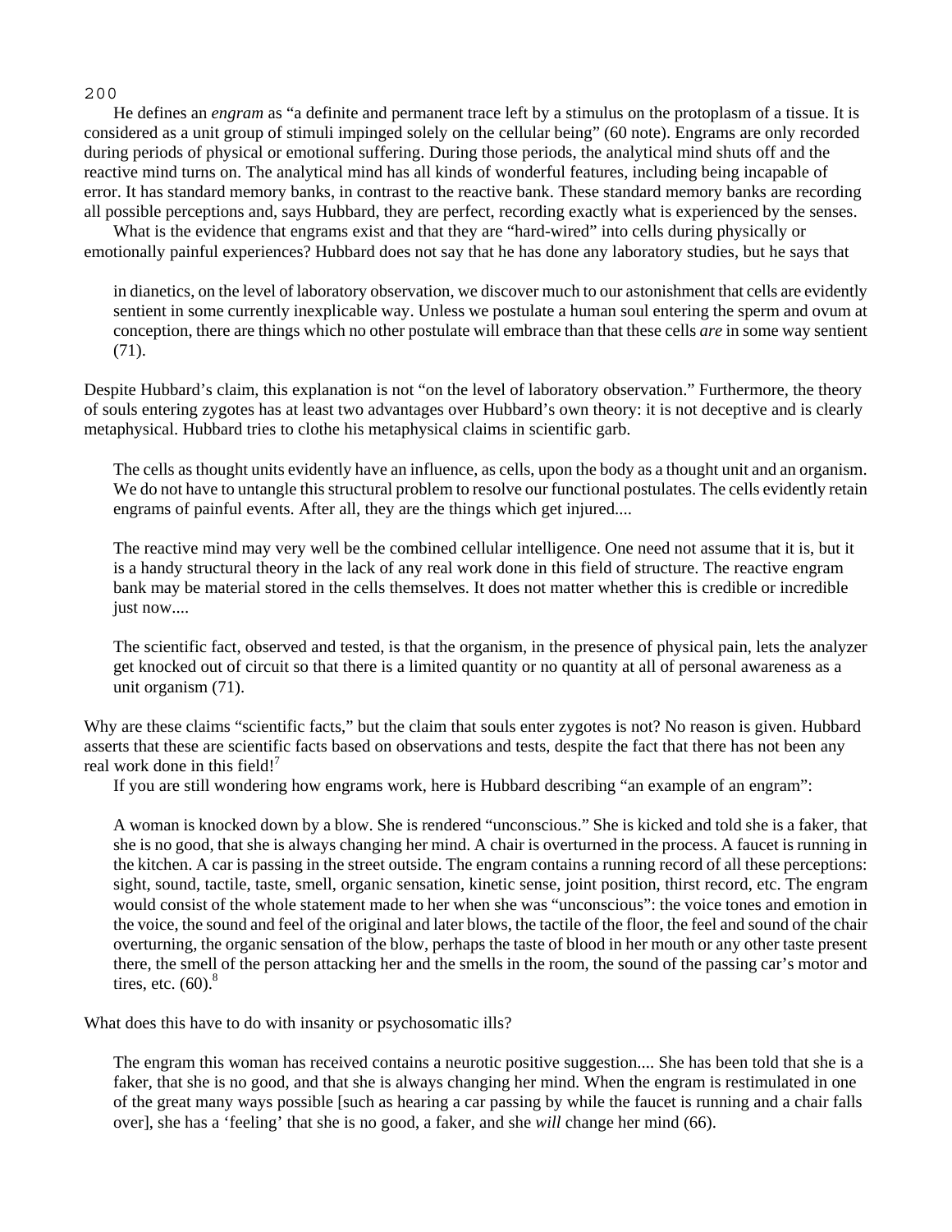He defines an *engram* as "a definite and permanent trace left by a stimulus on the protoplasm of a tissue. It is considered as a unit group of stimuli impinged solely on the cellular being" (60 note). Engrams are only recorded during periods of physical or emotional suffering. During those periods, the analytical mind shuts off and the reactive mind turns on. The analytical mind has all kinds of wonderful features, including being incapable of error. It has standard memory banks, in contrast to the reactive bank. These standard memory banks are recording all possible perceptions and, says Hubbard, they are perfect, recording exactly what is experienced by the senses.

What is the evidence that engrams exist and that they are "hard-wired" into cells during physically or emotionally painful experiences? Hubbard does not say that he has done any laboratory studies, but he says that

> in dianetics, on the level of laboratory observation, we discover much to our astonishment that cells are evidently sentient in some currently inexplicable way. Unless we postulate a human soul entering the sperm and ovum at conception, there are things which no other postulate will embrace than that these cells *are* in some way sentient (71).

Despite Hubbard's claim, this explanation is not "on the level of laboratory observation." Furthermore, the theory of souls entering zygotes has at least two advantages over Hubbard's own theory: it is not deceptive and is clearly metaphysical. Hubbard tries to clothe his metaphysical claims in scientific garb.

> The cells as thought units evidently have an influence, as cells, upon the body as a thought unit and an organism. We do not have to untangle this structural problem to resolve our functional postulates. The cells evidently retain engrams of painful events. After all, they are the things which get injured....
>
> The reactive mind may very well be the combined cellular intelligence. One need not assume that it is, but it is a handy structural theory in the lack of any real work done in this field of structure. The reactive engram bank may be material stored in the cells themselves. It does not matter whether this is credible or incredible just now....
>
> The scientific fact, observed and tested, is that the organism, in the presence of physical pain, lets the analyzer get knocked out of circuit so that there is a limited quantity or no quantity at all of personal awareness as a unit organism (71).

Why are these claims "scientific facts," but the claim that souls enter zygotes is not? No reason is given. Hubbard asserts that these are scientific facts based on observations and tests, despite the fact that there has not been any real work done in this field![7]

If you are still wondering how engrams work, here is Hubbard describing "an example of an engram":

> A woman is knocked down by a blow. She is rendered "unconscious." She is kicked and told she is a faker, that she is no good, that she is always changing her mind. A chair is overturned in the process. A faucet is running in the kitchen. A car is passing in the street outside. The engram contains a running record of all these perceptions: sight, sound, tactile, taste, smell, organic sensation, kinetic sense, joint position, thirst record, etc. The engram would consist of the whole statement made to her when she was "unconscious": the voice tones and emotion in the voice, the sound and feel of the original and later blows, the tactile of the floor, the feel and sound of the chair overturning, the organic sensation of the blow, perhaps the taste of blood in her mouth or any other taste present there, the smell of the person attacking her and the smells in the room, the sound of the passing car's motor and tires, etc. (60).[8]

What does this have to do with insanity or psychosomatic ills?

> The engram this woman has received contains a neurotic positive suggestion.... She has been told that she is a faker, that she is no good, and that she is always changing her mind. When the engram is restimulated in one of the great many ways possible [such as hearing a car passing by while the faucet is running and a chair falls over], she has a 'feeling' that she is no good, a faker, and she *will* change her mind (66).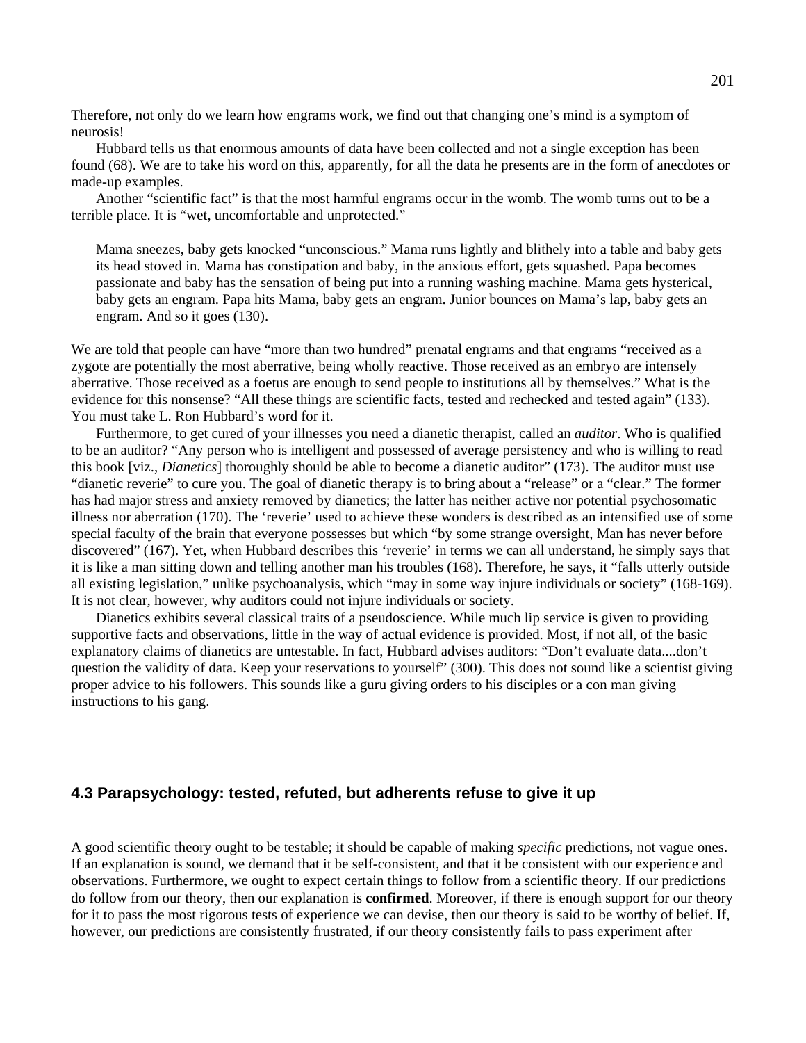Therefore, not only do we learn how engrams work, we find out that changing one's mind is a symptom of neurosis!

Hubbard tells us that enormous amounts of data have been collected and not a single exception has been found (68). We are to take his word on this, apparently, for all the data he presents are in the form of anecdotes or made-up examples.

Another "scientific fact" is that the most harmful engrams occur in the womb. The womb turns out to be a terrible place. It is "wet, uncomfortable and unprotected."

> Mama sneezes, baby gets knocked "unconscious." Mama runs lightly and blithely into a table and baby gets its head stoved in. Mama has constipation and baby, in the anxious effort, gets squashed. Papa becomes passionate and baby has the sensation of being put into a running washing machine. Mama gets hysterical, baby gets an engram. Papa hits Mama, baby gets an engram. Junior bounces on Mama's lap, baby gets an engram. And so it goes (130).

We are told that people can have "more than two hundred" prenatal engrams and that engrams "received as a zygote are potentially the most aberrative, being wholly reactive. Those received as an embryo are intensely aberrative. Those received as a foetus are enough to send people to institutions all by themselves." What is the evidence for this nonsense? "All these things are scientific facts, tested and rechecked and tested again" (133). You must take L. Ron Hubbard's word for it.

Furthermore, to get cured of your illnesses you need a dianetic therapist, called an *auditor*. Who is qualified to be an auditor? "Any person who is intelligent and possessed of average persistency and who is willing to read this book [viz., *Dianetics*] thoroughly should be able to become a dianetic auditor" (173). The auditor must use "dianetic reverie" to cure you. The goal of dianetic therapy is to bring about a "release" or a "clear." The former has had major stress and anxiety removed by dianetics; the latter has neither active nor potential psychosomatic illness nor aberration (170). The 'reverie' used to achieve these wonders is described as an intensified use of some special faculty of the brain that everyone possesses but which "by some strange oversight, Man has never before discovered" (167). Yet, when Hubbard describes this 'reverie' in terms we can all understand, he simply says that it is like a man sitting down and telling another man his troubles (168). Therefore, he says, it "falls utterly outside all existing legislation," unlike psychoanalysis, which "may in some way injure individuals or society" (168-169). It is not clear, however, why auditors could not injure individuals or society.

Dianetics exhibits several classical traits of a pseudoscience. While much lip service is given to providing supportive facts and observations, little in the way of actual evidence is provided. Most, if not all, of the basic explanatory claims of dianetics are untestable. In fact, Hubbard advises auditors: "Don't evaluate data....don't question the validity of data. Keep your reservations to yourself" (300). This does not sound like a scientist giving proper advice to his followers. This sounds like a guru giving orders to his disciples or a con man giving instructions to his gang.

### 4.3 Parapsychology: tested, refuted, but adherents refuse to give it up

A good scientific theory ought to be testable; it should be capable of making *specific* predictions, not vague ones. If an explanation is sound, we demand that it be self-consistent, and that it be consistent with our experience and observations. Furthermore, we ought to expect certain things to follow from a scientific theory. If our predictions do follow from our theory, then our explanation is **confirmed**. Moreover, if there is enough support for our theory for it to pass the most rigorous tests of experience we can devise, then our theory is said to be worthy of belief. If, however, our predictions are consistently frustrated, if our theory consistently fails to pass experiment after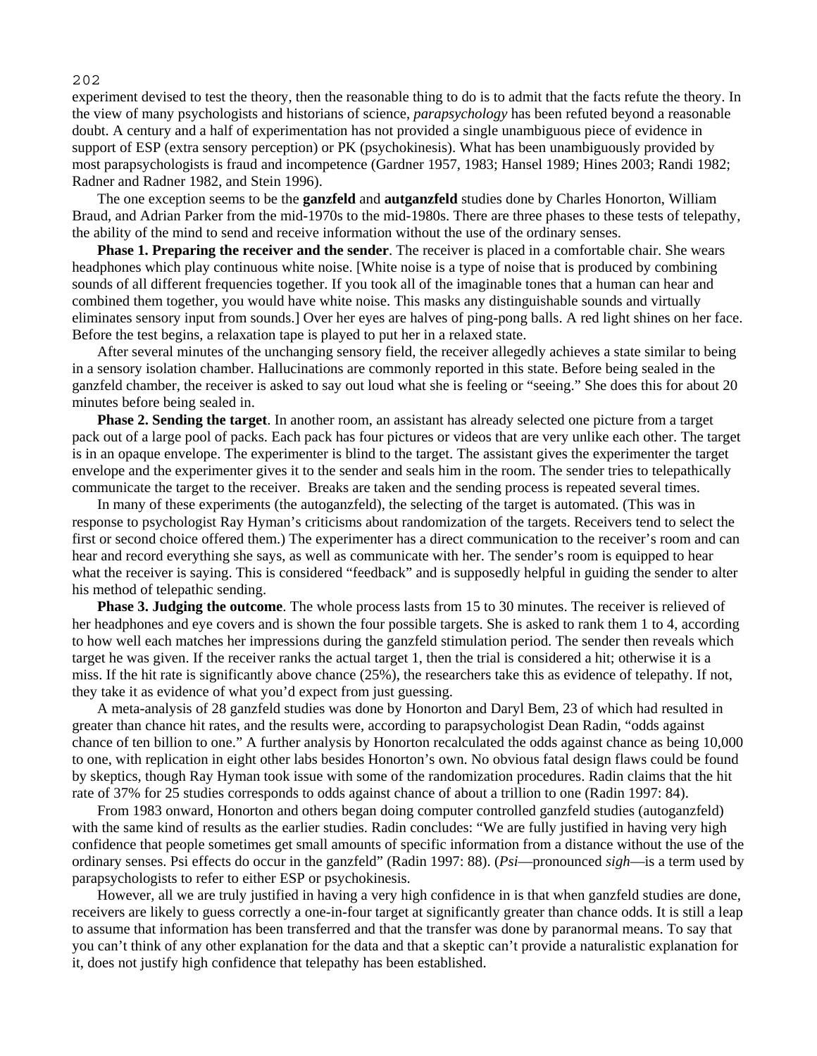experiment devised to test the theory, then the reasonable thing to do is to admit that the facts refute the theory. In the view of many psychologists and historians of science, *parapsychology* has been refuted beyond a reasonable doubt. A century and a half of experimentation has not provided a single unambiguous piece of evidence in support of ESP (extra sensory perception) or PK (psychokinesis). What has been unambiguously provided by most parapsychologists is fraud and incompetence (Gardner 1957, 1983; Hansel 1989; Hines 2003; Randi 1982; Radner and Radner 1982, and Stein 1996).

The one exception seems to be the **ganzfeld** and **autganzfeld** studies done by Charles Honorton, William Braud, and Adrian Parker from the mid-1970s to the mid-1980s. There are three phases to these tests of telepathy, the ability of the mind to send and receive information without the use of the ordinary senses.

**Phase 1. Preparing the receiver and the sender**. The receiver is placed in a comfortable chair. She wears headphones which play continuous white noise. [White noise is a type of noise that is produced by combining sounds of all different frequencies together. If you took all of the imaginable tones that a human can hear and combined them together, you would have white noise. This masks any distinguishable sounds and virtually eliminates sensory input from sounds.] Over her eyes are halves of ping-pong balls. A red light shines on her face. Before the test begins, a relaxation tape is played to put her in a relaxed state.

After several minutes of the unchanging sensory field, the receiver allegedly achieves a state similar to being in a sensory isolation chamber. Hallucinations are commonly reported in this state. Before being sealed in the ganzfeld chamber, the receiver is asked to say out loud what she is feeling or "seeing." She does this for about 20 minutes before being sealed in.

**Phase 2. Sending the target**. In another room, an assistant has already selected one picture from a target pack out of a large pool of packs. Each pack has four pictures or videos that are very unlike each other. The target is in an opaque envelope. The experimenter is blind to the target. The assistant gives the experimenter the target envelope and the experimenter gives it to the sender and seals him in the room. The sender tries to telepathically communicate the target to the receiver. Breaks are taken and the sending process is repeated several times.

In many of these experiments (the autoganzfeld), the selecting of the target is automated. (This was in response to psychologist Ray Hyman's criticisms about randomization of the targets. Receivers tend to select the first or second choice offered them.) The experimenter has a direct communication to the receiver's room and can hear and record everything she says, as well as communicate with her. The sender's room is equipped to hear what the receiver is saying. This is considered "feedback" and is supposedly helpful in guiding the sender to alter his method of telepathic sending.

**Phase 3. Judging the outcome**. The whole process lasts from 15 to 30 minutes. The receiver is relieved of her headphones and eye covers and is shown the four possible targets. She is asked to rank them 1 to 4, according to how well each matches her impressions during the ganzfeld stimulation period. The sender then reveals which target he was given. If the receiver ranks the actual target 1, then the trial is considered a hit; otherwise it is a miss. If the hit rate is significantly above chance (25%), the researchers take this as evidence of telepathy. If not, they take it as evidence of what you'd expect from just guessing.

A meta-analysis of 28 ganzfeld studies was done by Honorton and Daryl Bem, 23 of which had resulted in greater than chance hit rates, and the results were, according to parapsychologist Dean Radin, "odds against chance of ten billion to one." A further analysis by Honorton recalculated the odds against chance as being 10,000 to one, with replication in eight other labs besides Honorton's own. No obvious fatal design flaws could be found by skeptics, though Ray Hyman took issue with some of the randomization procedures. Radin claims that the hit rate of 37% for 25 studies corresponds to odds against chance of about a trillion to one (Radin 1997: 84).

From 1983 onward, Honorton and others began doing computer controlled ganzfeld studies (autoganzfeld) with the same kind of results as the earlier studies. Radin concludes: "We are fully justified in having very high confidence that people sometimes get small amounts of specific information from a distance without the use of the ordinary senses. Psi effects do occur in the ganzfeld" (Radin 1997: 88). (*Psi*—pronounced *sigh*—is a term used by parapsychologists to refer to either ESP or psychokinesis.

However, all we are truly justified in having a very high confidence in is that when ganzfeld studies are done, receivers are likely to guess correctly a one-in-four target at significantly greater than chance odds. It is still a leap to assume that information has been transferred and that the transfer was done by paranormal means. To say that you can't think of any other explanation for the data and that a skeptic can't provide a naturalistic explanation for it, does not justify high confidence that telepathy has been established.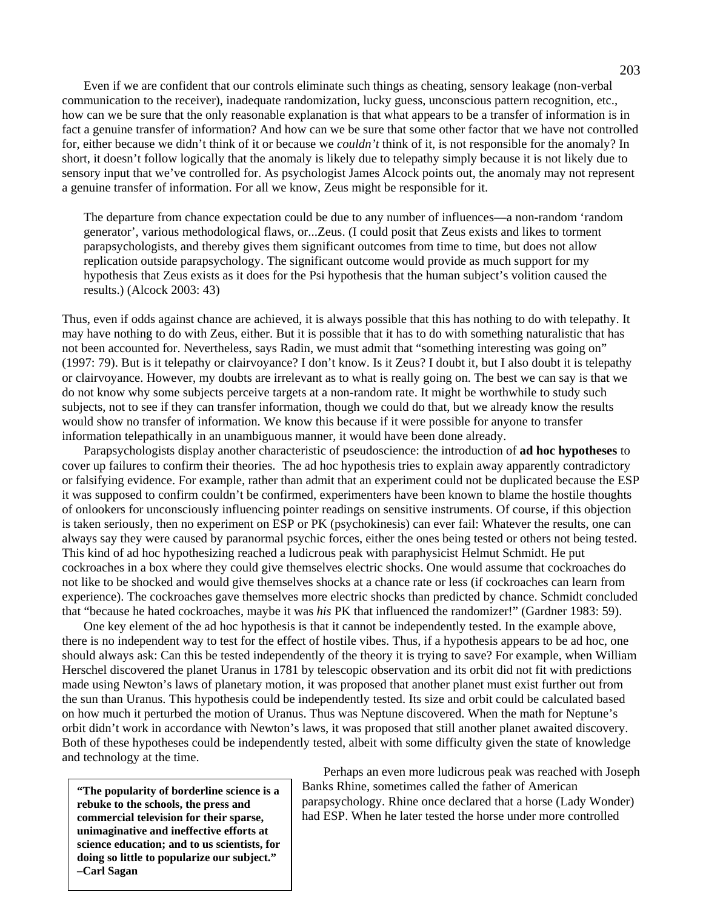Even if we are confident that our controls eliminate such things as cheating, sensory leakage (non-verbal communication to the receiver), inadequate randomization, lucky guess, unconscious pattern recognition, etc., how can we be sure that the only reasonable explanation is that what appears to be a transfer of information is in fact a genuine transfer of information? And how can we be sure that some other factor that we have not controlled for, either because we didn't think of it or because we *couldn't* think of it, is not responsible for the anomaly? In short, it doesn't follow logically that the anomaly is likely due to telepathy simply because it is not likely due to sensory input that we've controlled for. As psychologist James Alcock points out, the anomaly may not represent a genuine transfer of information. For all we know, Zeus might be responsible for it.

> The departure from chance expectation could be due to any number of influences—a non-random 'random generator', various methodological flaws, or...Zeus. (I could posit that Zeus exists and likes to torment parapsychologists, and thereby gives them significant outcomes from time to time, but does not allow replication outside parapsychology. The significant outcome would provide as much support for my hypothesis that Zeus exists as it does for the Psi hypothesis that the human subject's volition caused the results.) (Alcock 2003: 43)

Thus, even if odds against chance are achieved, it is always possible that this has nothing to do with telepathy. It may have nothing to do with Zeus, either. But it is possible that it has to do with something naturalistic that has not been accounted for. Nevertheless, says Radin, we must admit that "something interesting was going on" (1997: 79). But is it telepathy or clairvoyance? I don't know. Is it Zeus? I doubt it, but I also doubt it is telepathy or clairvoyance. However, my doubts are irrelevant as to what is really going on. The best we can say is that we do not know why some subjects perceive targets at a non-random rate. It might be worthwhile to study such subjects, not to see if they can transfer information, though we could do that, but we already know the results would show no transfer of information. We know this because if it were possible for anyone to transfer information telepathically in an unambiguous manner, it would have been done already.

Parapsychologists display another characteristic of pseudoscience: the introduction of **ad hoc hypotheses** to cover up failures to confirm their theories. The ad hoc hypothesis tries to explain away apparently contradictory or falsifying evidence. For example, rather than admit that an experiment could not be duplicated because the ESP it was supposed to confirm couldn't be confirmed, experimenters have been known to blame the hostile thoughts of onlookers for unconsciously influencing pointer readings on sensitive instruments. Of course, if this objection is taken seriously, then no experiment on ESP or PK (psychokinesis) can ever fail: Whatever the results, one can always say they were caused by paranormal psychic forces, either the ones being tested or others not being tested. This kind of ad hoc hypothesizing reached a ludicrous peak with paraphysicist Helmut Schmidt. He put cockroaches in a box where they could give themselves electric shocks. One would assume that cockroaches do not like to be shocked and would give themselves shocks at a chance rate or less (if cockroaches can learn from experience). The cockroaches gave themselves more electric shocks than predicted by chance. Schmidt concluded that "because he hated cockroaches, maybe it was *his* PK that influenced the randomizer!" (Gardner 1983: 59).

One key element of the ad hoc hypothesis is that it cannot be independently tested. In the example above, there is no independent way to test for the effect of hostile vibes. Thus, if a hypothesis appears to be ad hoc, one should always ask: Can this be tested independently of the theory it is trying to save? For example, when William Herschel discovered the planet Uranus in 1781 by telescopic observation and its orbit did not fit with predictions made using Newton's laws of planetary motion, it was proposed that another planet must exist further out from the sun than Uranus. This hypothesis could be independently tested. Its size and orbit could be calculated based on how much it perturbed the motion of Uranus. Thus was Neptune discovered. When the math for Neptune's orbit didn't work in accordance with Newton's laws, it was proposed that still another planet awaited discovery. Both of these hypotheses could be independently tested, albeit with some difficulty given the state of knowledge and technology at the time.

Perhaps an even more ludicrous peak was reached with Joseph Banks Rhine, sometimes called the father of American parapsychology. Rhine once declared that a horse (Lady Wonder) had ESP. When he later tested the horse under more controlled

> **"The popularity of borderline science is a rebuke to the schools, the press and commercial television for their sparse, unimaginative and ineffective efforts at science education; and to us scientists, for doing so little to popularize our subject." –Carl Sagan**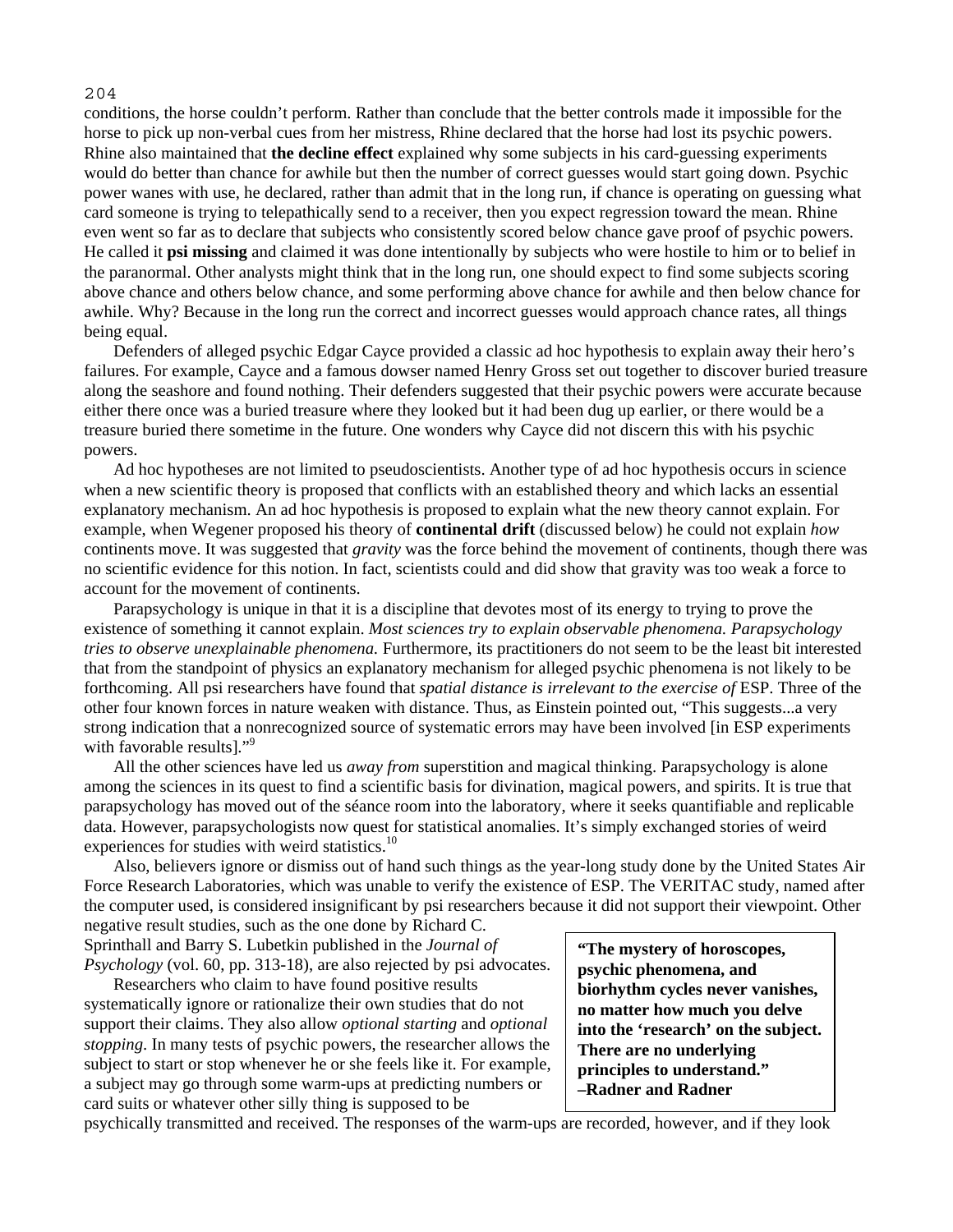conditions, the horse couldn't perform. Rather than conclude that the better controls made it impossible for the horse to pick up non-verbal cues from her mistress, Rhine declared that the horse had lost its psychic powers. Rhine also maintained that **the decline effect** explained why some subjects in his card-guessing experiments would do better than chance for awhile but then the number of correct guesses would start going down. Psychic power wanes with use, he declared, rather than admit that in the long run, if chance is operating on guessing what card someone is trying to telepathically send to a receiver, then you expect regression toward the mean. Rhine even went so far as to declare that subjects who consistently scored below chance gave proof of psychic powers. He called it **psi missing** and claimed it was done intentionally by subjects who were hostile to him or to belief in the paranormal. Other analysts might think that in the long run, one should expect to find some subjects scoring above chance and others below chance, and some performing above chance for awhile and then below chance for awhile. Why? Because in the long run the correct and incorrect guesses would approach chance rates, all things being equal.

Defenders of alleged psychic Edgar Cayce provided a classic ad hoc hypothesis to explain away their hero's failures. For example, Cayce and a famous dowser named Henry Gross set out together to discover buried treasure along the seashore and found nothing. Their defenders suggested that their psychic powers were accurate because either there once was a buried treasure where they looked but it had been dug up earlier, or there would be a treasure buried there sometime in the future. One wonders why Cayce did not discern this with his psychic powers.

Ad hoc hypotheses are not limited to pseudoscientists. Another type of ad hoc hypothesis occurs in science when a new scientific theory is proposed that conflicts with an established theory and which lacks an essential explanatory mechanism. An ad hoc hypothesis is proposed to explain what the new theory cannot explain. For example, when Wegener proposed his theory of **continental drift** (discussed below) he could not explain *how* continents move. It was suggested that *gravity* was the force behind the movement of continents, though there was no scientific evidence for this notion. In fact, scientists could and did show that gravity was too weak a force to account for the movement of continents.

Parapsychology is unique in that it is a discipline that devotes most of its energy to trying to prove the existence of something it cannot explain. *Most sciences try to explain observable phenomena. Parapsychology tries to observe unexplainable phenomena.* Furthermore, its practitioners do not seem to be the least bit interested that from the standpoint of physics an explanatory mechanism for alleged psychic phenomena is not likely to be forthcoming. All psi researchers have found that *spatial distance is irrelevant to the exercise of* ESP. Three of the other four known forces in nature weaken with distance. Thus, as Einstein pointed out, "This suggests...a very strong indication that a nonrecognized source of systematic errors may have been involved [in ESP experiments with favorable results]."[9]

All the other sciences have led us *away from* superstition and magical thinking. Parapsychology is alone among the sciences in its quest to find a scientific basis for divination, magical powers, and spirits. It is true that parapsychology has moved out of the séance room into the laboratory, where it seeks quantifiable and replicable data. However, parapsychologists now quest for statistical anomalies. It's simply exchanged stories of weird experiences for studies with weird statistics.[10]

Also, believers ignore or dismiss out of hand such things as the year-long study done by the United States Air Force Research Laboratories, which was unable to verify the existence of ESP. The VERITAC study, named after the computer used, is considered insignificant by psi researchers because it did not support their viewpoint. Other negative result studies, such as the one done by Richard C. Sprinthall and Barry S. Lubetkin published in the *Journal of Psychology* (vol. 60, pp. 313-18), are also rejected by psi advocates.

> **"The mystery of horoscopes, psychic phenomena, and biorhythm cycles never vanishes, no matter how much you delve into the 'research' on the subject. There are no underlying principles to understand." –Radner and Radner**

Researchers who claim to have found positive results systematically ignore or rationalize their own studies that do not support their claims. They also allow *optional starting* and *optional stopping*. In many tests of psychic powers, the researcher allows the subject to start or stop whenever he or she feels like it. For example, a subject may go through some warm-ups at predicting numbers or card suits or whatever other silly thing is supposed to be psychically transmitted and received. The responses of the warm-ups are recorded, however, and if they look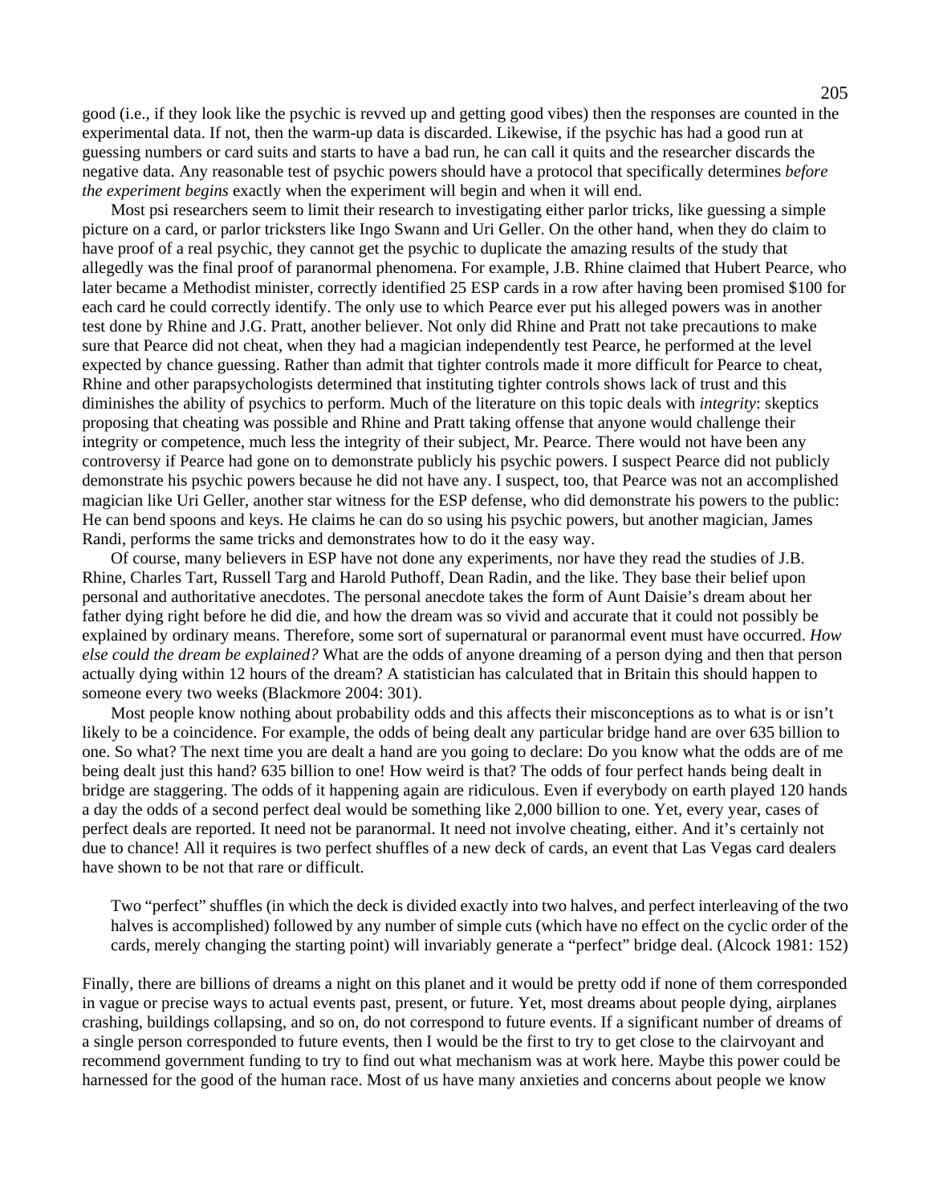good (i.e., if they look like the psychic is revved up and getting good vibes) then the responses are counted in the experimental data. If not, then the warm-up data is discarded. Likewise, if the psychic has had a good run at guessing numbers or card suits and starts to have a bad run, he can call it quits and the researcher discards the negative data. Any reasonable test of psychic powers should have a protocol that specifically determines *before the experiment begins* exactly when the experiment will begin and when it will end.

Most psi researchers seem to limit their research to investigating either parlor tricks, like guessing a simple picture on a card, or parlor tricksters like Ingo Swann and Uri Geller. On the other hand, when they do claim to have proof of a real psychic, they cannot get the psychic to duplicate the amazing results of the study that allegedly was the final proof of paranormal phenomena. For example, J.B. Rhine claimed that Hubert Pearce, who later became a Methodist minister, correctly identified 25 ESP cards in a row after having been promised $100 for each card he could correctly identify. The only use to which Pearce ever put his alleged powers was in another test done by Rhine and J.G. Pratt, another believer. Not only did Rhine and Pratt not take precautions to make sure that Pearce did not cheat, when they had a magician independently test Pearce, he performed at the level expected by chance guessing. Rather than admit that tighter controls made it more difficult for Pearce to cheat, Rhine and other parapsychologists determined that instituting tighter controls shows lack of trust and this diminishes the ability of psychics to perform. Much of the literature on this topic deals with *integrity*: skeptics proposing that cheating was possible and Rhine and Pratt taking offense that anyone would challenge their integrity or competence, much less the integrity of their subject, Mr. Pearce. There would not have been any controversy if Pearce had gone on to demonstrate publicly his psychic powers. I suspect Pearce did not publicly demonstrate his psychic powers because he did not have any. I suspect, too, that Pearce was not an accomplished magician like Uri Geller, another star witness for the ESP defense, who did demonstrate his powers to the public: He can bend spoons and keys. He claims he can do so using his psychic powers, but another magician, James Randi, performs the same tricks and demonstrates how to do it the easy way.

Of course, many believers in ESP have not done any experiments, nor have they read the studies of J.B. Rhine, Charles Tart, Russell Targ and Harold Puthoff, Dean Radin, and the like. They base their belief upon personal and authoritative anecdotes. The personal anecdote takes the form of Aunt Daisie's dream about her father dying right before he did die, and how the dream was so vivid and accurate that it could not possibly be explained by ordinary means. Therefore, some sort of supernatural or paranormal event must have occurred. *How else could the dream be explained?* What are the odds of anyone dreaming of a person dying and then that person actually dying within 12 hours of the dream? A statistician has calculated that in Britain this should happen to someone every two weeks (Blackmore 2004: 301).

Most people know nothing about probability odds and this affects their misconceptions as to what is or isn't likely to be a coincidence. For example, the odds of being dealt any particular bridge hand are over 635 billion to one. So what? The next time you are dealt a hand are you going to declare: Do you know what the odds are of me being dealt just this hand? 635 billion to one! How weird is that? The odds of four perfect hands being dealt in bridge are staggering. The odds of it happening again are ridiculous. Even if everybody on earth played 120 hands a day the odds of a second perfect deal would be something like 2,000 billion to one. Yet, every year, cases of perfect deals are reported. It need not be paranormal. It need not involve cheating, either. And it's certainly not due to chance! All it requires is two perfect shuffles of a new deck of cards, an event that Las Vegas card dealers have shown to be not that rare or difficult.

> Two "perfect" shuffles (in which the deck is divided exactly into two halves, and perfect interleaving of the two halves is accomplished) followed by any number of simple cuts (which have no effect on the cyclic order of the cards, merely changing the starting point) will invariably generate a "perfect" bridge deal. (Alcock 1981: 152)

Finally, there are billions of dreams a night on this planet and it would be pretty odd if none of them corresponded in vague or precise ways to actual events past, present, or future. Yet, most dreams about people dying, airplanes crashing, buildings collapsing, and so on, do not correspond to future events. If a significant number of dreams of a single person corresponded to future events, then I would be the first to try to get close to the clairvoyant and recommend government funding to try to find out what mechanism was at work here. Maybe this power could be harnessed for the good of the human race. Most of us have many anxieties and concerns about people we know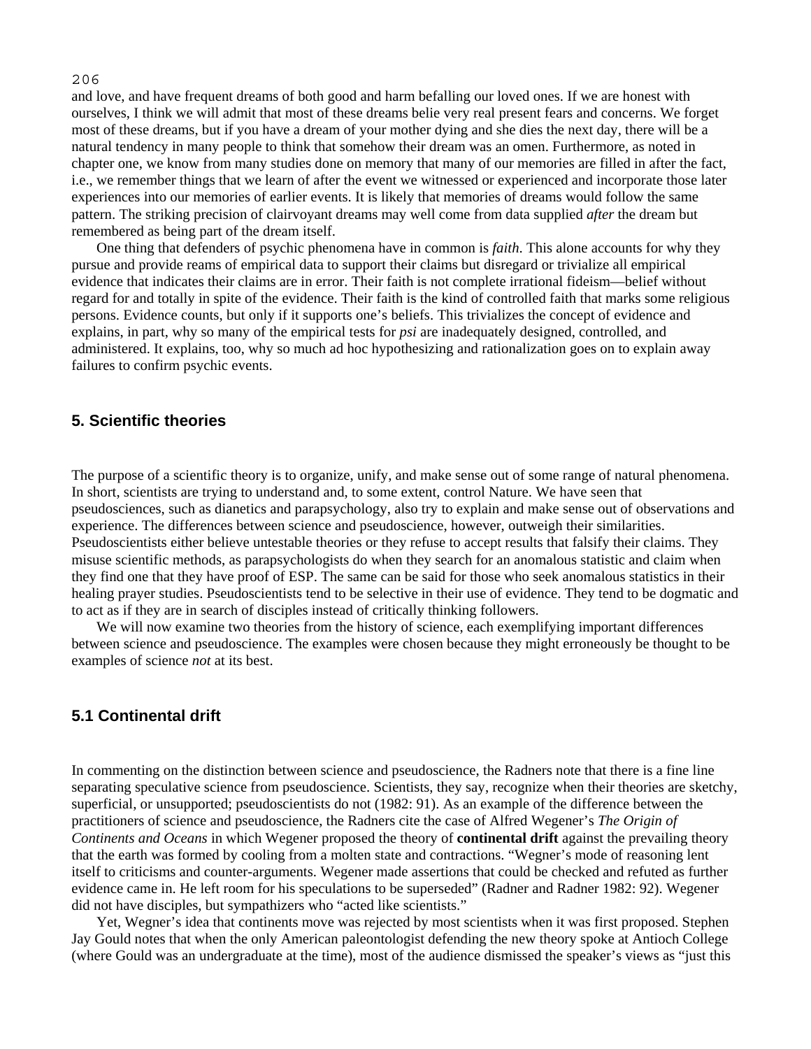and love, and have frequent dreams of both good and harm befalling our loved ones. If we are honest with ourselves, I think we will admit that most of these dreams belie very real present fears and concerns. We forget most of these dreams, but if you have a dream of your mother dying and she dies the next day, there will be a natural tendency in many people to think that somehow their dream was an omen. Furthermore, as noted in chapter one, we know from many studies done on memory that many of our memories are filled in after the fact, i.e., we remember things that we learn of after the event we witnessed or experienced and incorporate those later experiences into our memories of earlier events. It is likely that memories of dreams would follow the same pattern. The striking precision of clairvoyant dreams may well come from data supplied *after* the dream but remembered as being part of the dream itself.

One thing that defenders of psychic phenomena have in common is *faith*. This alone accounts for why they pursue and provide reams of empirical data to support their claims but disregard or trivialize all empirical evidence that indicates their claims are in error. Their faith is not complete irrational fideism—belief without regard for and totally in spite of the evidence. Their faith is the kind of controlled faith that marks some religious persons. Evidence counts, but only if it supports one's beliefs. This trivializes the concept of evidence and explains, in part, why so many of the empirical tests for *psi* are inadequately designed, controlled, and administered. It explains, too, why so much ad hoc hypothesizing and rationalization goes on to explain away failures to confirm psychic events.

## 5. Scientific theories

The purpose of a scientific theory is to organize, unify, and make sense out of some range of natural phenomena. In short, scientists are trying to understand and, to some extent, control Nature. We have seen that pseudosciences, such as dianetics and parapsychology, also try to explain and make sense out of observations and experience. The differences between science and pseudoscience, however, outweigh their similarities. Pseudoscientists either believe untestable theories or they refuse to accept results that falsify their claims. They misuse scientific methods, as parapsychologists do when they search for an anomalous statistic and claim when they find one that they have proof of ESP. The same can be said for those who seek anomalous statistics in their healing prayer studies. Pseudoscientists tend to be selective in their use of evidence. They tend to be dogmatic and to act as if they are in search of disciples instead of critically thinking followers.

We will now examine two theories from the history of science, each exemplifying important differences between science and pseudoscience. The examples were chosen because they might erroneously be thought to be examples of science *not* at its best.

### 5.1 Continental drift

In commenting on the distinction between science and pseudoscience, the Radners note that there is a fine line separating speculative science from pseudoscience. Scientists, they say, recognize when their theories are sketchy, superficial, or unsupported; pseudoscientists do not (1982: 91). As an example of the difference between the practitioners of science and pseudoscience, the Radners cite the case of Alfred Wegener's *The Origin of Continents and Oceans* in which Wegener proposed the theory of **continental drift** against the prevailing theory that the earth was formed by cooling from a molten state and contractions. "Wegner's mode of reasoning lent itself to criticisms and counter-arguments. Wegener made assertions that could be checked and refuted as further evidence came in. He left room for his speculations to be superseded" (Radner and Radner 1982: 92). Wegener did not have disciples, but sympathizers who "acted like scientists."

Yet, Wegner's idea that continents move was rejected by most scientists when it was first proposed. Stephen Jay Gould notes that when the only American paleontologist defending the new theory spoke at Antioch College (where Gould was an undergraduate at the time), most of the audience dismissed the speaker's views as "just this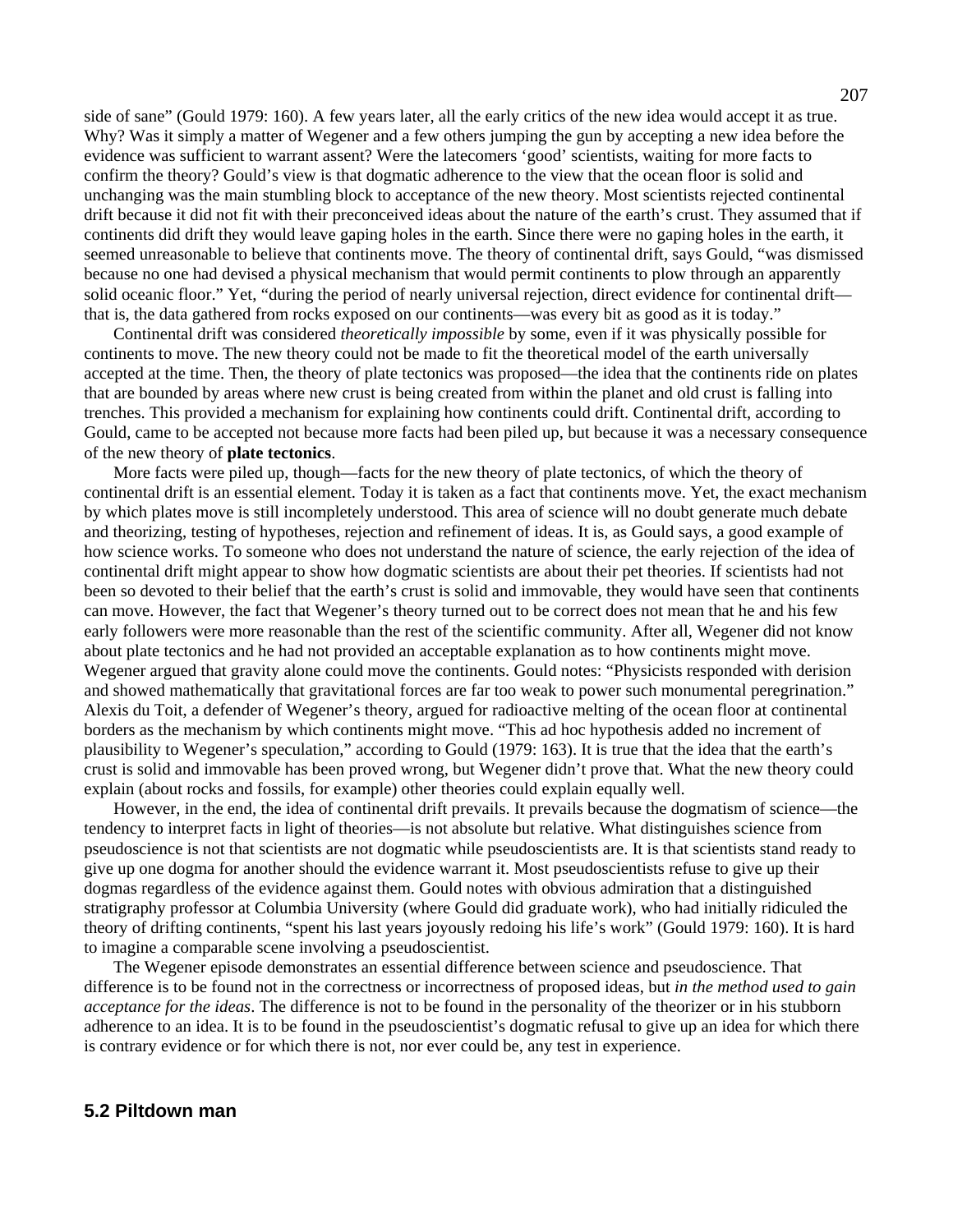side of sane" (Gould 1979: 160). A few years later, all the early critics of the new idea would accept it as true. Why? Was it simply a matter of Wegener and a few others jumping the gun by accepting a new idea before the evidence was sufficient to warrant assent? Were the latecomers 'good' scientists, waiting for more facts to confirm the theory? Gould's view is that dogmatic adherence to the view that the ocean floor is solid and unchanging was the main stumbling block to acceptance of the new theory. Most scientists rejected continental drift because it did not fit with their preconceived ideas about the nature of the earth's crust. They assumed that if continents did drift they would leave gaping holes in the earth. Since there were no gaping holes in the earth, it seemed unreasonable to believe that continents move. The theory of continental drift, says Gould, "was dismissed because no one had devised a physical mechanism that would permit continents to plow through an apparently solid oceanic floor." Yet, "during the period of nearly universal rejection, direct evidence for continental drift—that is, the data gathered from rocks exposed on our continents—was every bit as good as it is today."

Continental drift was considered *theoretically impossible* by some, even if it was physically possible for continents to move. The new theory could not be made to fit the theoretical model of the earth universally accepted at the time. Then, the theory of plate tectonics was proposed—the idea that the continents ride on plates that are bounded by areas where new crust is being created from within the planet and old crust is falling into trenches. This provided a mechanism for explaining how continents could drift. Continental drift, according to Gould, came to be accepted not because more facts had been piled up, but because it was a necessary consequence of the new theory of **plate tectonics**.

More facts were piled up, though—facts for the new theory of plate tectonics, of which the theory of continental drift is an essential element. Today it is taken as a fact that continents move. Yet, the exact mechanism by which plates move is still incompletely understood. This area of science will no doubt generate much debate and theorizing, testing of hypotheses, rejection and refinement of ideas. It is, as Gould says, a good example of how science works. To someone who does not understand the nature of science, the early rejection of the idea of continental drift might appear to show how dogmatic scientists are about their pet theories. If scientists had not been so devoted to their belief that the earth's crust is solid and immovable, they would have seen that continents can move. However, the fact that Wegener's theory turned out to be correct does not mean that he and his few early followers were more reasonable than the rest of the scientific community. After all, Wegener did not know about plate tectonics and he had not provided an acceptable explanation as to how continents might move. Wegener argued that gravity alone could move the continents. Gould notes: "Physicists responded with derision and showed mathematically that gravitational forces are far too weak to power such monumental peregrination." Alexis du Toit, a defender of Wegener's theory, argued for radioactive melting of the ocean floor at continental borders as the mechanism by which continents might move. "This ad hoc hypothesis added no increment of plausibility to Wegener's speculation," according to Gould (1979: 163). It is true that the idea that the earth's crust is solid and immovable has been proved wrong, but Wegener didn't prove that. What the new theory could explain (about rocks and fossils, for example) other theories could explain equally well.

However, in the end, the idea of continental drift prevails. It prevails because the dogmatism of science—the tendency to interpret facts in light of theories—is not absolute but relative. What distinguishes science from pseudoscience is not that scientists are not dogmatic while pseudoscientists are. It is that scientists stand ready to give up one dogma for another should the evidence warrant it. Most pseudoscientists refuse to give up their dogmas regardless of the evidence against them. Gould notes with obvious admiration that a distinguished stratigraphy professor at Columbia University (where Gould did graduate work), who had initially ridiculed the theory of drifting continents, "spent his last years joyously redoing his life's work" (Gould 1979: 160). It is hard to imagine a comparable scene involving a pseudoscientist.

The Wegener episode demonstrates an essential difference between science and pseudoscience. That difference is to be found not in the correctness or incorrectness of proposed ideas, but *in the method used to gain acceptance for the ideas*. The difference is not to be found in the personality of the theorizer or in his stubborn adherence to an idea. It is to be found in the pseudoscientist's dogmatic refusal to give up an idea for which there is contrary evidence or for which there is not, nor ever could be, any test in experience.

## 5.2 Piltdown man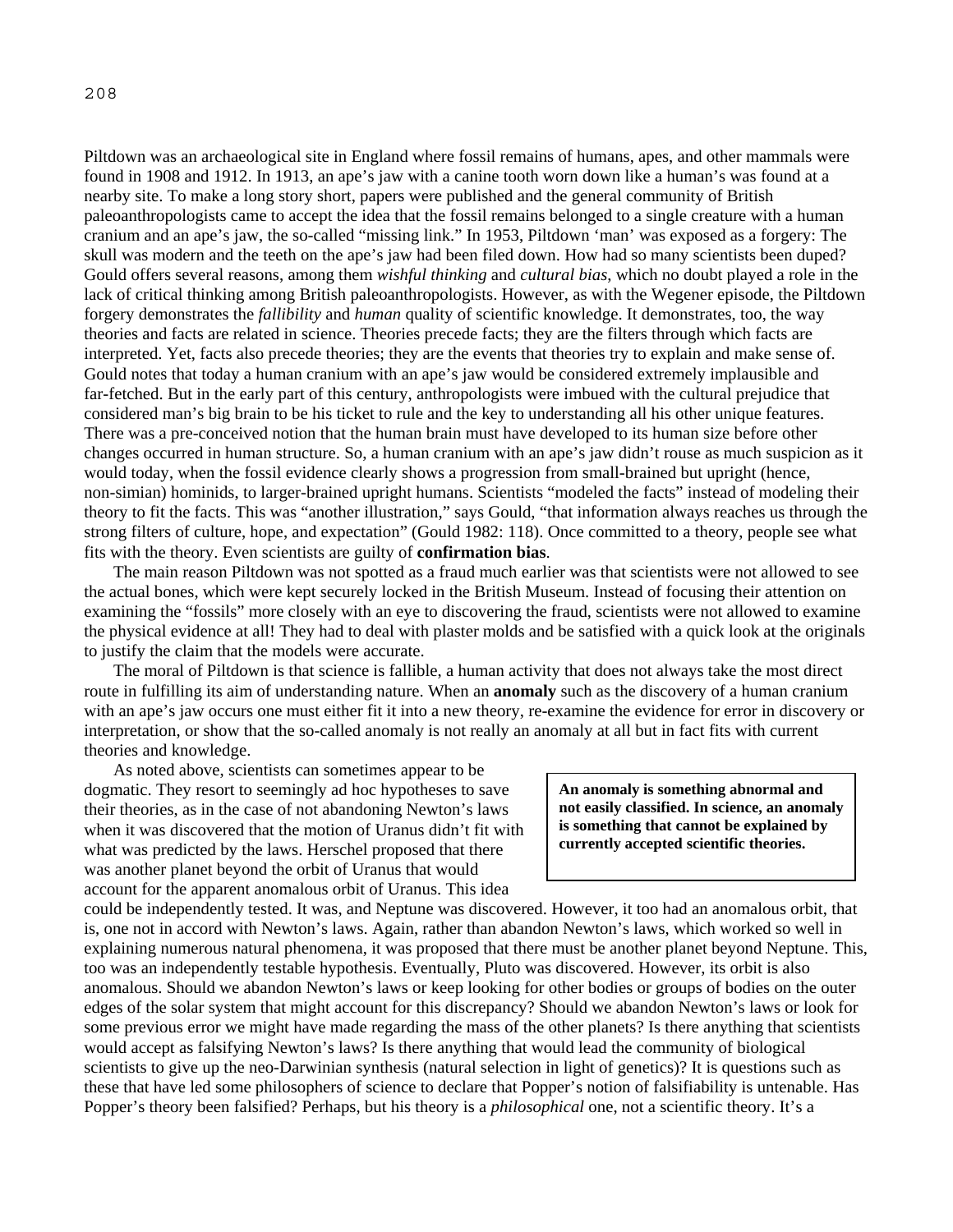Piltdown was an archaeological site in England where fossil remains of humans, apes, and other mammals were found in 1908 and 1912. In 1913, an ape's jaw with a canine tooth worn down like a human's was found at a nearby site. To make a long story short, papers were published and the general community of British paleoanthropologists came to accept the idea that the fossil remains belonged to a single creature with a human cranium and an ape's jaw, the so-called "missing link." In 1953, Piltdown 'man' was exposed as a forgery: The skull was modern and the teeth on the ape's jaw had been filed down. How had so many scientists been duped? Gould offers several reasons, among them *wishful thinking* and *cultural bias*, which no doubt played a role in the lack of critical thinking among British paleoanthropologists. However, as with the Wegener episode, the Piltdown forgery demonstrates the *fallibility* and *human* quality of scientific knowledge. It demonstrates, too, the way theories and facts are related in science. Theories precede facts; they are the filters through which facts are interpreted. Yet, facts also precede theories; they are the events that theories try to explain and make sense of. Gould notes that today a human cranium with an ape's jaw would be considered extremely implausible and far-fetched. But in the early part of this century, anthropologists were imbued with the cultural prejudice that considered man's big brain to be his ticket to rule and the key to understanding all his other unique features. There was a pre-conceived notion that the human brain must have developed to its human size before other changes occurred in human structure. So, a human cranium with an ape's jaw didn't rouse as much suspicion as it would today, when the fossil evidence clearly shows a progression from small-brained but upright (hence, non-simian) hominids, to larger-brained upright humans. Scientists "modeled the facts" instead of modeling their theory to fit the facts. This was "another illustration," says Gould, "that information always reaches us through the strong filters of culture, hope, and expectation" (Gould 1982: 118). Once committed to a theory, people see what fits with the theory. Even scientists are guilty of **confirmation bias**.

The main reason Piltdown was not spotted as a fraud much earlier was that scientists were not allowed to see the actual bones, which were kept securely locked in the British Museum. Instead of focusing their attention on examining the "fossils" more closely with an eye to discovering the fraud, scientists were not allowed to examine the physical evidence at all! They had to deal with plaster molds and be satisfied with a quick look at the originals to justify the claim that the models were accurate.

The moral of Piltdown is that science is fallible, a human activity that does not always take the most direct route in fulfilling its aim of understanding nature. When an **anomaly** such as the discovery of a human cranium with an ape's jaw occurs one must either fit it into a new theory, re-examine the evidence for error in discovery or interpretation, or show that the so-called anomaly is not really an anomaly at all but in fact fits with current theories and knowledge.

**An anomaly is something abnormal and not easily classified. In science, an anomaly is something that cannot be explained by currently accepted scientific theories.**

As noted above, scientists can sometimes appear to be dogmatic. They resort to seemingly ad hoc hypotheses to save their theories, as in the case of not abandoning Newton's laws when it was discovered that the motion of Uranus didn't fit with what was predicted by the laws. Herschel proposed that there was another planet beyond the orbit of Uranus that would account for the apparent anomalous orbit of Uranus. This idea could be independently tested. It was, and Neptune was discovered. However, it too had an anomalous orbit, that is, one not in accord with Newton's laws. Again, rather than abandon Newton's laws, which worked so well in explaining numerous natural phenomena, it was proposed that there must be another planet beyond Neptune. This, too was an independently testable hypothesis. Eventually, Pluto was discovered. However, its orbit is also anomalous. Should we abandon Newton's laws or keep looking for other bodies or groups of bodies on the outer edges of the solar system that might account for this discrepancy? Should we abandon Newton's laws or look for some previous error we might have made regarding the mass of the other planets? Is there anything that scientists would accept as falsifying Newton's laws? Is there anything that would lead the community of biological scientists to give up the neo-Darwinian synthesis (natural selection in light of genetics)? It is questions such as these that have led some philosophers of science to declare that Popper's notion of falsifiability is untenable. Has Popper's theory been falsified? Perhaps, but his theory is a *philosophical* one, not a scientific theory. It's a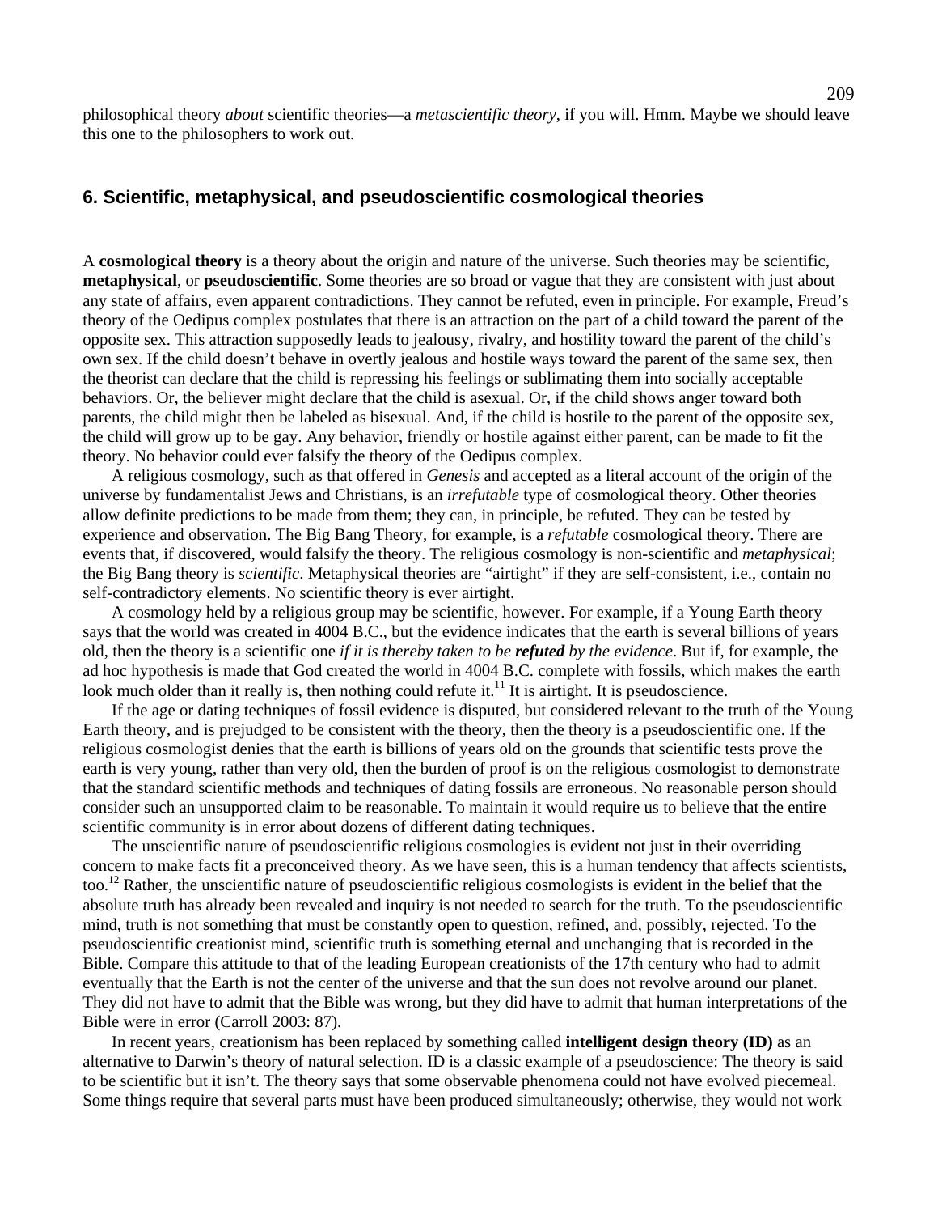philosophical theory *about* scientific theories—a *metascientific theory*, if you will. Hmm. Maybe we should leave this one to the philosophers to work out.

## 6. Scientific, metaphysical, and pseudoscientific cosmological theories

A **cosmological theory** is a theory about the origin and nature of the universe. Such theories may be scientific, **metaphysical**, or **pseudoscientific**. Some theories are so broad or vague that they are consistent with just about any state of affairs, even apparent contradictions. They cannot be refuted, even in principle. For example, Freud's theory of the Oedipus complex postulates that there is an attraction on the part of a child toward the parent of the opposite sex. This attraction supposedly leads to jealousy, rivalry, and hostility toward the parent of the child's own sex. If the child doesn't behave in overtly jealous and hostile ways toward the parent of the same sex, then the theorist can declare that the child is repressing his feelings or sublimating them into socially acceptable behaviors. Or, the believer might declare that the child is asexual. Or, if the child shows anger toward both parents, the child might then be labeled as bisexual. And, if the child is hostile to the parent of the opposite sex, the child will grow up to be gay. Any behavior, friendly or hostile against either parent, can be made to fit the theory. No behavior could ever falsify the theory of the Oedipus complex.

A religious cosmology, such as that offered in *Genesis* and accepted as a literal account of the origin of the universe by fundamentalist Jews and Christians, is an *irrefutable* type of cosmological theory. Other theories allow definite predictions to be made from them; they can, in principle, be refuted. They can be tested by experience and observation. The Big Bang Theory, for example, is a *refutable* cosmological theory. There are events that, if discovered, would falsify the theory. The religious cosmology is non-scientific and *metaphysical*; the Big Bang theory is *scientific*. Metaphysical theories are "airtight" if they are self-consistent, i.e., contain no self-contradictory elements. No scientific theory is ever airtight.

A cosmology held by a religious group may be scientific, however. For example, if a Young Earth theory says that the world was created in 4004 B.C., but the evidence indicates that the earth is several billions of years old, then the theory is a scientific one *if it is thereby taken to be* ***refuted*** *by the evidence*. But if, for example, the ad hoc hypothesis is made that God created the world in 4004 B.C. complete with fossils, which makes the earth look much older than it really is, then nothing could refute it.[11] It is airtight. It is pseudoscience.

If the age or dating techniques of fossil evidence is disputed, but considered relevant to the truth of the Young Earth theory, and is prejudged to be consistent with the theory, then the theory is a pseudoscientific one. If the religious cosmologist denies that the earth is billions of years old on the grounds that scientific tests prove the earth is very young, rather than very old, then the burden of proof is on the religious cosmologist to demonstrate that the standard scientific methods and techniques of dating fossils are erroneous. No reasonable person should consider such an unsupported claim to be reasonable. To maintain it would require us to believe that the entire scientific community is in error about dozens of different dating techniques.

The unscientific nature of pseudoscientific religious cosmologies is evident not just in their overriding concern to make facts fit a preconceived theory. As we have seen, this is a human tendency that affects scientists, too.[12] Rather, the unscientific nature of pseudoscientific religious cosmologists is evident in the belief that the absolute truth has already been revealed and inquiry is not needed to search for the truth. To the pseudoscientific mind, truth is not something that must be constantly open to question, refined, and, possibly, rejected. To the pseudoscientific creationist mind, scientific truth is something eternal and unchanging that is recorded in the Bible. Compare this attitude to that of the leading European creationists of the 17th century who had to admit eventually that the Earth is not the center of the universe and that the sun does not revolve around our planet. They did not have to admit that the Bible was wrong, but they did have to admit that human interpretations of the Bible were in error (Carroll 2003: 87).

In recent years, creationism has been replaced by something called **intelligent design theory (ID)** as an alternative to Darwin's theory of natural selection. ID is a classic example of a pseudoscience: The theory is said to be scientific but it isn't. The theory says that some observable phenomena could not have evolved piecemeal. Some things require that several parts must have been produced simultaneously; otherwise, they would not work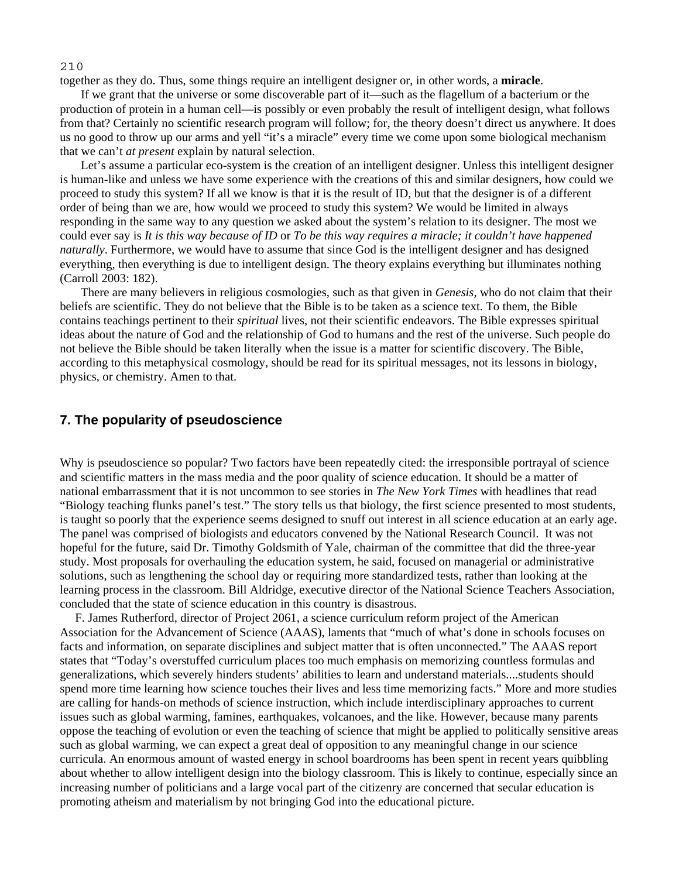together as they do. Thus, some things require an intelligent designer or, in other words, a **miracle**.

If we grant that the universe or some discoverable part of it—such as the flagellum of a bacterium or the production of protein in a human cell—is possibly or even probably the result of intelligent design, what follows from that? Certainly no scientific research program will follow; for, the theory doesn't direct us anywhere. It does us no good to throw up our arms and yell "it's a miracle" every time we come upon some biological mechanism that we can't *at present* explain by natural selection.

Let's assume a particular eco-system is the creation of an intelligent designer. Unless this intelligent designer is human-like and unless we have some experience with the creations of this and similar designers, how could we proceed to study this system? If all we know is that it is the result of ID, but that the designer is of a different order of being than we are, how would we proceed to study this system? We would be limited in always responding in the same way to any question we asked about the system's relation to its designer. The most we could ever say is *It is this way because of ID* or *To be this way requires a miracle; it couldn't have happened naturally*. Furthermore, we would have to assume that since God is the intelligent designer and has designed everything, then everything is due to intelligent design. The theory explains everything but illuminates nothing (Carroll 2003: 182).

There are many believers in religious cosmologies, such as that given in *Genesis*, who do not claim that their beliefs are scientific. They do not believe that the Bible is to be taken as a science text. To them, the Bible contains teachings pertinent to their *spiritual* lives, not their scientific endeavors. The Bible expresses spiritual ideas about the nature of God and the relationship of God to humans and the rest of the universe. Such people do not believe the Bible should be taken literally when the issue is a matter for scientific discovery. The Bible, according to this metaphysical cosmology, should be read for its spiritual messages, not its lessons in biology, physics, or chemistry. Amen to that.

## 7. The popularity of pseudoscience

Why is pseudoscience so popular? Two factors have been repeatedly cited: the irresponsible portrayal of science and scientific matters in the mass media and the poor quality of science education. It should be a matter of national embarrassment that it is not uncommon to see stories in *The New York Times* with headlines that read "Biology teaching flunks panel's test." The story tells us that biology, the first science presented to most students, is taught so poorly that the experience seems designed to snuff out interest in all science education at an early age. The panel was comprised of biologists and educators convened by the National Research Council. It was not hopeful for the future, said Dr. Timothy Goldsmith of Yale, chairman of the committee that did the three-year study. Most proposals for overhauling the education system, he said, focused on managerial or administrative solutions, such as lengthening the school day or requiring more standardized tests, rather than looking at the learning process in the classroom. Bill Aldridge, executive director of the National Science Teachers Association, concluded that the state of science education in this country is disastrous.

F. James Rutherford, director of Project 2061, a science curriculum reform project of the American Association for the Advancement of Science (AAAS), laments that "much of what's done in schools focuses on facts and information, on separate disciplines and subject matter that is often unconnected." The AAAS report states that "Today's overstuffed curriculum places too much emphasis on memorizing countless formulas and generalizations, which severely hinders students' abilities to learn and understand materials....students should spend more time learning how science touches their lives and less time memorizing facts." More and more studies are calling for hands-on methods of science instruction, which include interdisciplinary approaches to current issues such as global warming, famines, earthquakes, volcanoes, and the like. However, because many parents oppose the teaching of evolution or even the teaching of science that might be applied to politically sensitive areas such as global warming, we can expect a great deal of opposition to any meaningful change in our science curricula. An enormous amount of wasted energy in school boardrooms has been spent in recent years quibbling about whether to allow intelligent design into the biology classroom. This is likely to continue, especially since an increasing number of politicians and a large vocal part of the citizenry are concerned that secular education is promoting atheism and materialism by not bringing God into the educational picture.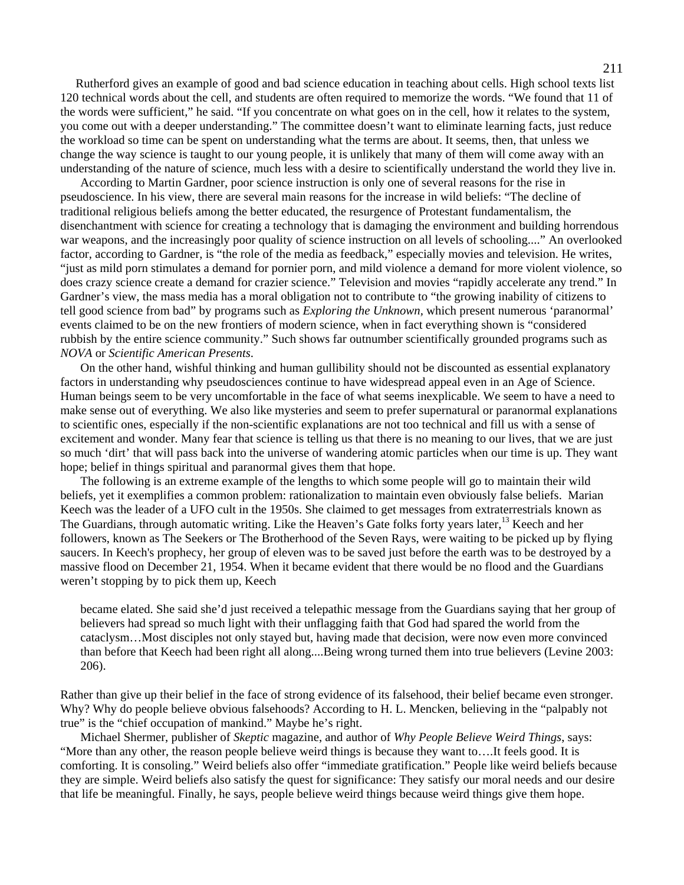Rutherford gives an example of good and bad science education in teaching about cells. High school texts list 120 technical words about the cell, and students are often required to memorize the words. "We found that 11 of the words were sufficient," he said. "If you concentrate on what goes on in the cell, how it relates to the system, you come out with a deeper understanding." The committee doesn't want to eliminate learning facts, just reduce the workload so time can be spent on understanding what the terms are about. It seems, then, that unless we change the way science is taught to our young people, it is unlikely that many of them will come away with an understanding of the nature of science, much less with a desire to scientifically understand the world they live in.

According to Martin Gardner, poor science instruction is only one of several reasons for the rise in pseudoscience. In his view, there are several main reasons for the increase in wild beliefs: "The decline of traditional religious beliefs among the better educated, the resurgence of Protestant fundamentalism, the disenchantment with science for creating a technology that is damaging the environment and building horrendous war weapons, and the increasingly poor quality of science instruction on all levels of schooling...." An overlooked factor, according to Gardner, is "the role of the media as feedback," especially movies and television. He writes, "just as mild porn stimulates a demand for pornier porn, and mild violence a demand for more violent violence, so does crazy science create a demand for crazier science." Television and movies "rapidly accelerate any trend." In Gardner's view, the mass media has a moral obligation not to contribute to "the growing inability of citizens to tell good science from bad" by programs such as *Exploring the Unknown*, which present numerous 'paranormal' events claimed to be on the new frontiers of modern science, when in fact everything shown is "considered rubbish by the entire science community." Such shows far outnumber scientifically grounded programs such as *NOVA* or *Scientific American Presents*.

On the other hand, wishful thinking and human gullibility should not be discounted as essential explanatory factors in understanding why pseudosciences continue to have widespread appeal even in an Age of Science. Human beings seem to be very uncomfortable in the face of what seems inexplicable. We seem to have a need to make sense out of everything. We also like mysteries and seem to prefer supernatural or paranormal explanations to scientific ones, especially if the non-scientific explanations are not too technical and fill us with a sense of excitement and wonder. Many fear that science is telling us that there is no meaning to our lives, that we are just so much 'dirt' that will pass back into the universe of wandering atomic particles when our time is up. They want hope; belief in things spiritual and paranormal gives them that hope.

The following is an extreme example of the lengths to which some people will go to maintain their wild beliefs, yet it exemplifies a common problem: rationalization to maintain even obviously false beliefs. Marian Keech was the leader of a UFO cult in the 1950s. She claimed to get messages from extraterrestrials known as The Guardians, through automatic writing. Like the Heaven's Gate folks forty years later,[13] Keech and her followers, known as The Seekers or The Brotherhood of the Seven Rays, were waiting to be picked up by flying saucers. In Keech's prophecy, her group of eleven was to be saved just before the earth was to be destroyed by a massive flood on December 21, 1954. When it became evident that there would be no flood and the Guardians weren't stopping by to pick them up, Keech

> became elated. She said she'd just received a telepathic message from the Guardians saying that her group of believers had spread so much light with their unflagging faith that God had spared the world from the cataclysm…Most disciples not only stayed but, having made that decision, were now even more convinced than before that Keech had been right all along....Being wrong turned them into true believers (Levine 2003: 206).

Rather than give up their belief in the face of strong evidence of its falsehood, their belief became even stronger. Why? Why do people believe obvious falsehoods? According to H. L. Mencken, believing in the "palpably not true" is the "chief occupation of mankind." Maybe he's right.

Michael Shermer, publisher of *Skeptic* magazine, and author of *Why People Believe Weird Things*, says: "More than any other, the reason people believe weird things is because they want to….It feels good. It is comforting. It is consoling." Weird beliefs also offer "immediate gratification." People like weird beliefs because they are simple. Weird beliefs also satisfy the quest for significance: They satisfy our moral needs and our desire that life be meaningful. Finally, he says, people believe weird things because weird things give them hope.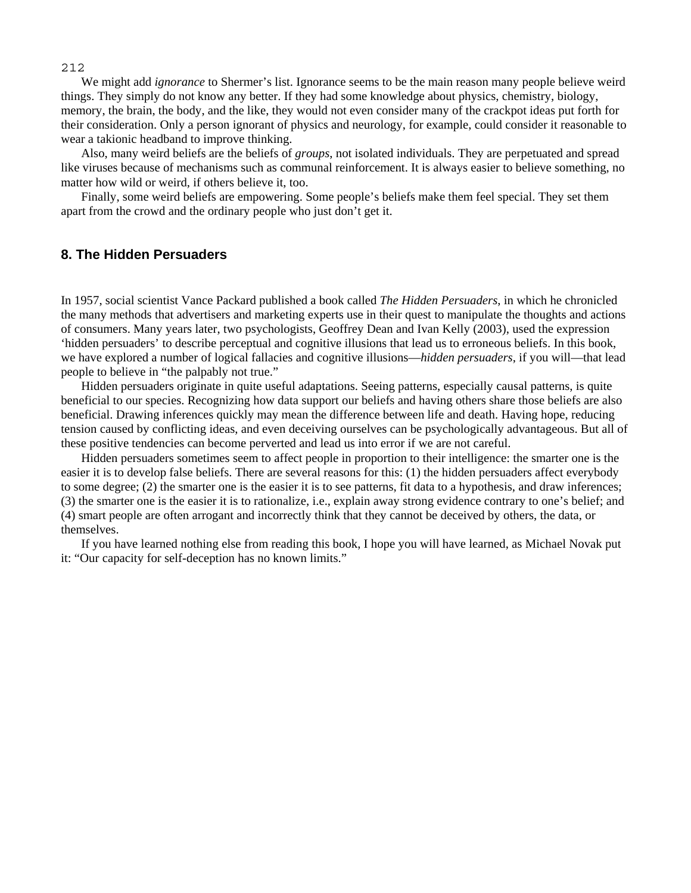We might add *ignorance* to Shermer's list. Ignorance seems to be the main reason many people believe weird things. They simply do not know any better. If they had some knowledge about physics, chemistry, biology, memory, the brain, the body, and the like, they would not even consider many of the crackpot ideas put forth for their consideration. Only a person ignorant of physics and neurology, for example, could consider it reasonable to wear a takionic headband to improve thinking.

Also, many weird beliefs are the beliefs of *groups*, not isolated individuals. They are perpetuated and spread like viruses because of mechanisms such as communal reinforcement. It is always easier to believe something, no matter how wild or weird, if others believe it, too.

Finally, some weird beliefs are empowering. Some people's beliefs make them feel special. They set them apart from the crowd and the ordinary people who just don't get it.

## 8. The Hidden Persuaders

In 1957, social scientist Vance Packard published a book called *The Hidden Persuaders*, in which he chronicled the many methods that advertisers and marketing experts use in their quest to manipulate the thoughts and actions of consumers. Many years later, two psychologists, Geoffrey Dean and Ivan Kelly (2003), used the expression 'hidden persuaders' to describe perceptual and cognitive illusions that lead us to erroneous beliefs. In this book, we have explored a number of logical fallacies and cognitive illusions—*hidden persuaders*, if you will—that lead people to believe in "the palpably not true."

Hidden persuaders originate in quite useful adaptations. Seeing patterns, especially causal patterns, is quite beneficial to our species. Recognizing how data support our beliefs and having others share those beliefs are also beneficial. Drawing inferences quickly may mean the difference between life and death. Having hope, reducing tension caused by conflicting ideas, and even deceiving ourselves can be psychologically advantageous. But all of these positive tendencies can become perverted and lead us into error if we are not careful.

Hidden persuaders sometimes seem to affect people in proportion to their intelligence: the smarter one is the easier it is to develop false beliefs. There are several reasons for this: (1) the hidden persuaders affect everybody to some degree; (2) the smarter one is the easier it is to see patterns, fit data to a hypothesis, and draw inferences; (3) the smarter one is the easier it is to rationalize, i.e., explain away strong evidence contrary to one's belief; and (4) smart people are often arrogant and incorrectly think that they cannot be deceived by others, the data, or themselves.

If you have learned nothing else from reading this book, I hope you will have learned, as Michael Novak put it: "Our capacity for self-deception has no known limits."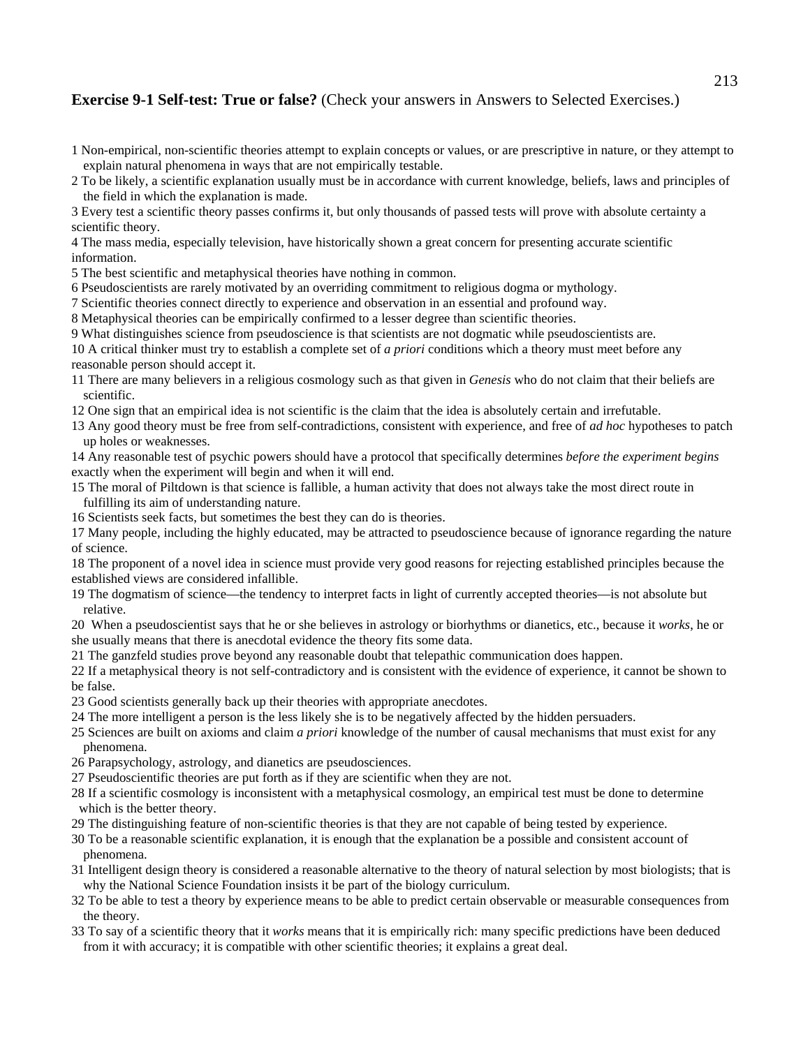**Exercise 9-1 Self-test: True or false?** (Check your answers in Answers to Selected Exercises.)

1 Non-empirical, non-scientific theories attempt to explain concepts or values, or are prescriptive in nature, or they attempt to explain natural phenomena in ways that are not empirically testable.

2 To be likely, a scientific explanation usually must be in accordance with current knowledge, beliefs, laws and principles of the field in which the explanation is made.

3 Every test a scientific theory passes confirms it, but only thousands of passed tests will prove with absolute certainty a scientific theory.

4 The mass media, especially television, have historically shown a great concern for presenting accurate scientific information.

5 The best scientific and metaphysical theories have nothing in common.

6 Pseudoscientists are rarely motivated by an overriding commitment to religious dogma or mythology.

7 Scientific theories connect directly to experience and observation in an essential and profound way.

8 Metaphysical theories can be empirically confirmed to a lesser degree than scientific theories.

9 What distinguishes science from pseudoscience is that scientists are not dogmatic while pseudoscientists are.

10 A critical thinker must try to establish a complete set of *a priori* conditions which a theory must meet before any reasonable person should accept it.

11 There are many believers in a religious cosmology such as that given in *Genesis* who do not claim that their beliefs are scientific.

12 One sign that an empirical idea is not scientific is the claim that the idea is absolutely certain and irrefutable.

13 Any good theory must be free from self-contradictions, consistent with experience, and free of *ad hoc* hypotheses to patch up holes or weaknesses.

14 Any reasonable test of psychic powers should have a protocol that specifically determines *before the experiment begins* exactly when the experiment will begin and when it will end.

15 The moral of Piltdown is that science is fallible, a human activity that does not always take the most direct route in fulfilling its aim of understanding nature.

16 Scientists seek facts, but sometimes the best they can do is theories.

17 Many people, including the highly educated, may be attracted to pseudoscience because of ignorance regarding the nature of science.

18 The proponent of a novel idea in science must provide very good reasons for rejecting established principles because the established views are considered infallible.

19 The dogmatism of science—the tendency to interpret facts in light of currently accepted theories—is not absolute but relative.

20 When a pseudoscientist says that he or she believes in astrology or biorhythms or dianetics, etc., because it *works*, he or she usually means that there is anecdotal evidence the theory fits some data.

21 The ganzfeld studies prove beyond any reasonable doubt that telepathic communication does happen.

22 If a metaphysical theory is not self-contradictory and is consistent with the evidence of experience, it cannot be shown to be false.

23 Good scientists generally back up their theories with appropriate anecdotes.

24 The more intelligent a person is the less likely she is to be negatively affected by the hidden persuaders.

25 Sciences are built on axioms and claim *a priori* knowledge of the number of causal mechanisms that must exist for any phenomena.

26 Parapsychology, astrology, and dianetics are pseudosciences.

27 Pseudoscientific theories are put forth as if they are scientific when they are not.

28 If a scientific cosmology is inconsistent with a metaphysical cosmology, an empirical test must be done to determine which is the better theory.

29 The distinguishing feature of non-scientific theories is that they are not capable of being tested by experience.

30 To be a reasonable scientific explanation, it is enough that the explanation be a possible and consistent account of phenomena.

31 Intelligent design theory is considered a reasonable alternative to the theory of natural selection by most biologists; that is why the National Science Foundation insists it be part of the biology curriculum.

32 To be able to test a theory by experience means to be able to predict certain observable or measurable consequences from the theory.

33 To say of a scientific theory that it *works* means that it is empirically rich: many specific predictions have been deduced from it with accuracy; it is compatible with other scientific theories; it explains a great deal.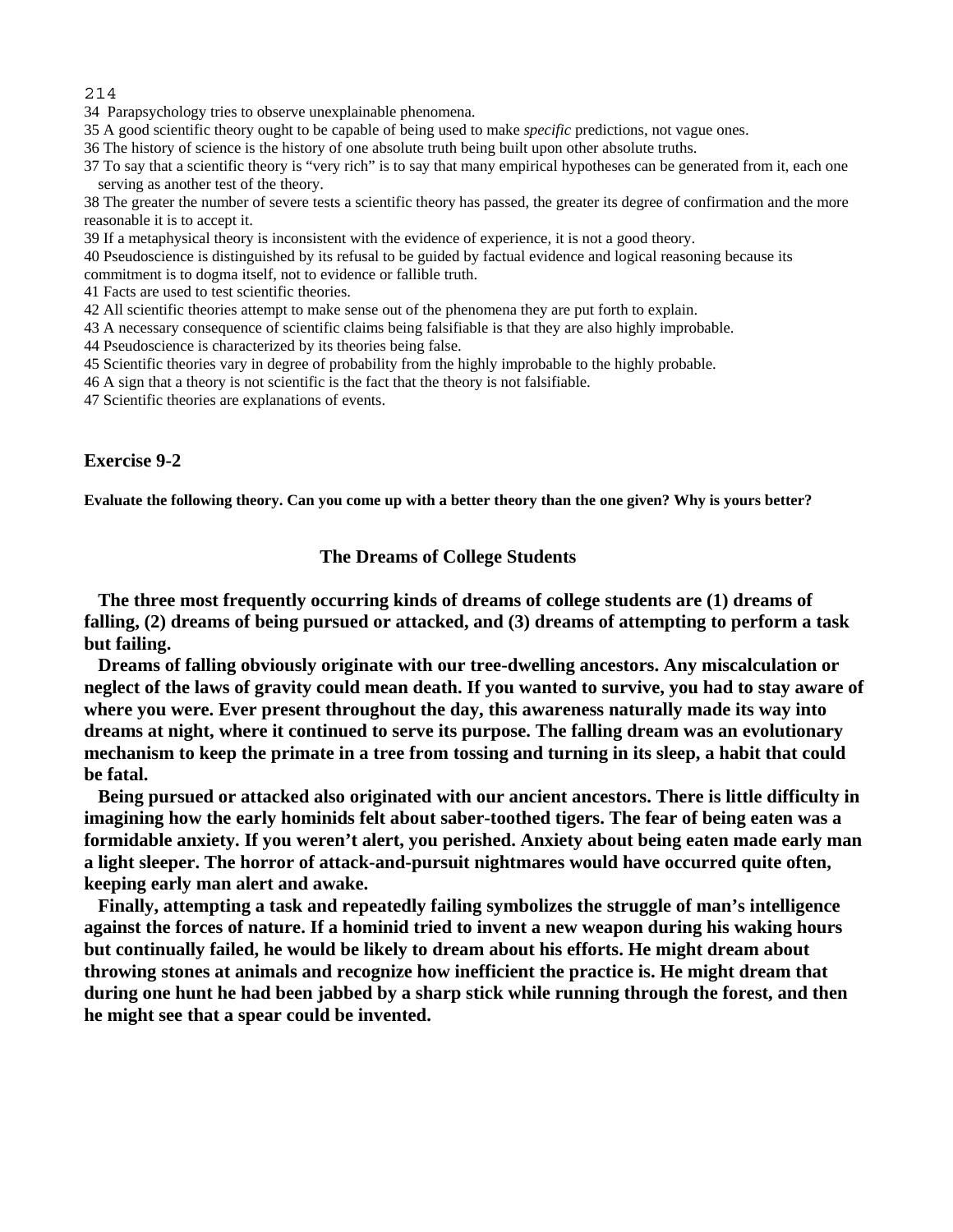34 Parapsychology tries to observe unexplainable phenomena.

35 A good scientific theory ought to be capable of being used to make *specific* predictions, not vague ones.

36 The history of science is the history of one absolute truth being built upon other absolute truths.

37 To say that a scientific theory is "very rich" is to say that many empirical hypotheses can be generated from it, each one serving as another test of the theory.

38 The greater the number of severe tests a scientific theory has passed, the greater its degree of confirmation and the more reasonable it is to accept it.

39 If a metaphysical theory is inconsistent with the evidence of experience, it is not a good theory.

40 Pseudoscience is distinguished by its refusal to be guided by factual evidence and logical reasoning because its commitment is to dogma itself, not to evidence or fallible truth.

41 Facts are used to test scientific theories.

42 All scientific theories attempt to make sense out of the phenomena they are put forth to explain.

43 A necessary consequence of scientific claims being falsifiable is that they are also highly improbable.

44 Pseudoscience is characterized by its theories being false.

45 Scientific theories vary in degree of probability from the highly improbable to the highly probable.

46 A sign that a theory is not scientific is the fact that the theory is not falsifiable.

47 Scientific theories are explanations of events.

## Exercise 9-2

**Evaluate the following theory. Can you come up with a better theory than the one given? Why is yours better?**

### The Dreams of College Students

**The three most frequently occurring kinds of dreams of college students are (1) dreams of falling, (2) dreams of being pursued or attacked, and (3) dreams of attempting to perform a task but failing.**

**Dreams of falling obviously originate with our tree-dwelling ancestors. Any miscalculation or neglect of the laws of gravity could mean death. If you wanted to survive, you had to stay aware of where you were. Ever present throughout the day, this awareness naturally made its way into dreams at night, where it continued to serve its purpose. The falling dream was an evolutionary mechanism to keep the primate in a tree from tossing and turning in its sleep, a habit that could be fatal.**

**Being pursued or attacked also originated with our ancient ancestors. There is little difficulty in imagining how the early hominids felt about saber-toothed tigers. The fear of being eaten was a formidable anxiety. If you weren't alert, you perished. Anxiety about being eaten made early man a light sleeper. The horror of attack-and-pursuit nightmares would have occurred quite often, keeping early man alert and awake.**

**Finally, attempting a task and repeatedly failing symbolizes the struggle of man's intelligence against the forces of nature. If a hominid tried to invent a new weapon during his waking hours but continually failed, he would be likely to dream about his efforts. He might dream about throwing stones at animals and recognize how inefficient the practice is. He might dream that during one hunt he had been jabbed by a sharp stick while running through the forest, and then he might see that a spear could be invented.**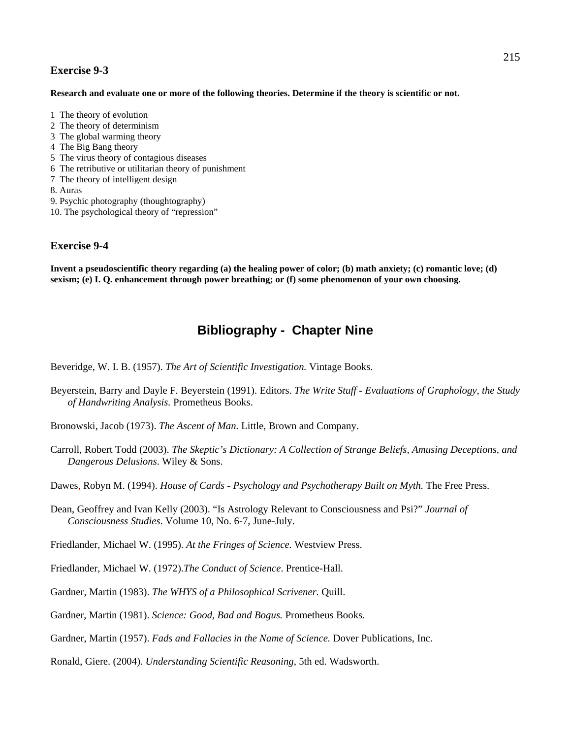### Exercise 9-3

**Research and evaluate one or more of the following theories. Determine if the theory is scientific or not.**

1 The theory of evolution
2 The theory of determinism
3 The global warming theory
4 The Big Bang theory
5 The virus theory of contagious diseases
6 The retributive or utilitarian theory of punishment
7 The theory of intelligent design
8. Auras
9. Psychic photography (thoughtography)
10. The psychological theory of "repression"

### Exercise 9-4

**Invent a pseudoscientific theory regarding (a) the healing power of color; (b) math anxiety; (c) romantic love; (d) sexism; (e) I. Q. enhancement through power breathing; or (f) some phenomenon of your own choosing.**

## Bibliography - Chapter Nine

Beveridge, W. I. B. (1957). *The Art of Scientific Investigation.* Vintage Books.

Beyerstein, Barry and Dayle F. Beyerstein (1991). Editors. *The Write Stuff - Evaluations of Graphology, the Study of Handwriting Analysis.* Prometheus Books.

Bronowski, Jacob (1973). *The Ascent of Man.* Little, Brown and Company.

Carroll, Robert Todd (2003). *The Skeptic's Dictionary: A Collection of Strange Beliefs, Amusing Deceptions, and Dangerous Delusions*. Wiley & Sons.

Dawes, Robyn M. (1994). *House of Cards - Psychology and Psychotherapy Built on Myth.* The Free Press.

Dean, Geoffrey and Ivan Kelly (2003). "Is Astrology Relevant to Consciousness and Psi?" *Journal of Consciousness Studies*. Volume 10, No. 6-7, June-July.

Friedlander, Michael W. (1995). *At the Fringes of Science.* Westview Press.

Friedlander, Michael W. (1972).*The Conduct of Science*. Prentice-Hall.

Gardner, Martin (1983). *The WHYS of a Philosophical Scrivener.* Quill.

Gardner, Martin (1981). *Science: Good, Bad and Bogus.* Prometheus Books.

Gardner, Martin (1957). *Fads and Fallacies in the Name of Science.* Dover Publications, Inc.

Ronald, Giere. (2004). *Understanding Scientific Reasoning*, 5th ed. Wadsworth.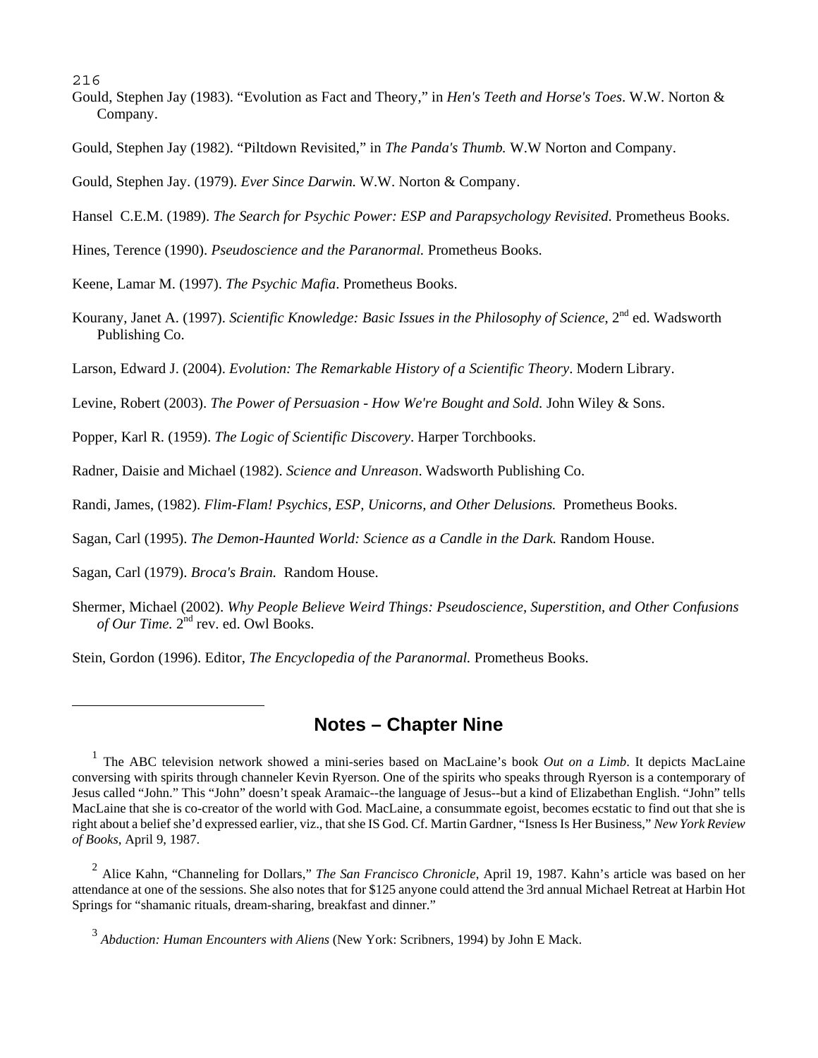Gould, Stephen Jay (1983). "Evolution as Fact and Theory," in *Hen's Teeth and Horse's Toes*. W.W. Norton & Company.

Gould, Stephen Jay (1982). "Piltdown Revisited," in *The Panda's Thumb.* W.W Norton and Company.

Gould, Stephen Jay. (1979). *Ever Since Darwin.* W.W. Norton & Company.

Hansel C.E.M. (1989). *The Search for Psychic Power: ESP and Parapsychology Revisited*. Prometheus Books.

Hines, Terence (1990). *Pseudoscience and the Paranormal.* Prometheus Books.

Keene, Lamar M. (1997). *The Psychic Mafia*. Prometheus Books.

Kourany, Janet A. (1997). *Scientific Knowledge: Basic Issues in the Philosophy of Science*, 2nd ed. Wadsworth Publishing Co.

Larson, Edward J. (2004). *Evolution: The Remarkable History of a Scientific Theory*. Modern Library.

Levine, Robert (2003). *The Power of Persuasion - How We're Bought and Sold.* John Wiley & Sons.

Popper, Karl R. (1959). *The Logic of Scientific Discovery*. Harper Torchbooks.

Radner, Daisie and Michael (1982). *Science and Unreason*. Wadsworth Publishing Co.

Randi, James, (1982). *Flim-Flam! Psychics, ESP, Unicorns, and Other Delusions.* Prometheus Books.

Sagan, Carl (1995). *The Demon-Haunted World: Science as a Candle in the Dark.* Random House.

Sagan, Carl (1979). *Broca's Brain.* Random House.

Shermer, Michael (2002). *Why People Believe Weird Things: Pseudoscience, Superstition, and Other Confusions of Our Time.* 2nd rev. ed. Owl Books.

Stein, Gordon (1996). Editor, *The Encyclopedia of the Paranormal.* Prometheus Books.

---

## Notes – Chapter Nine

[1] The ABC television network showed a mini-series based on MacLaine's book *Out on a Limb*. It depicts MacLaine conversing with spirits through channeler Kevin Ryerson. One of the spirits who speaks through Ryerson is a contemporary of Jesus called "John." This "John" doesn't speak Aramaic--the language of Jesus--but a kind of Elizabethan English. "John" tells MacLaine that she is co-creator of the world with God. MacLaine, a consummate egoist, becomes ecstatic to find out that she is right about a belief she'd expressed earlier, viz., that she IS God. Cf. Martin Gardner, "Isness Is Her Business," *New York Review of Books*, April 9, 1987.

[2] Alice Kahn, "Channeling for Dollars," *The San Francisco Chronicle*, April 19, 1987. Kahn's article was based on her attendance at one of the sessions. She also notes that for $125 anyone could attend the 3rd annual Michael Retreat at Harbin Hot Springs for "shamanic rituals, dream-sharing, breakfast and dinner."

[3] *Abduction: Human Encounters with Aliens* (New York: Scribners, 1994) by John E Mack.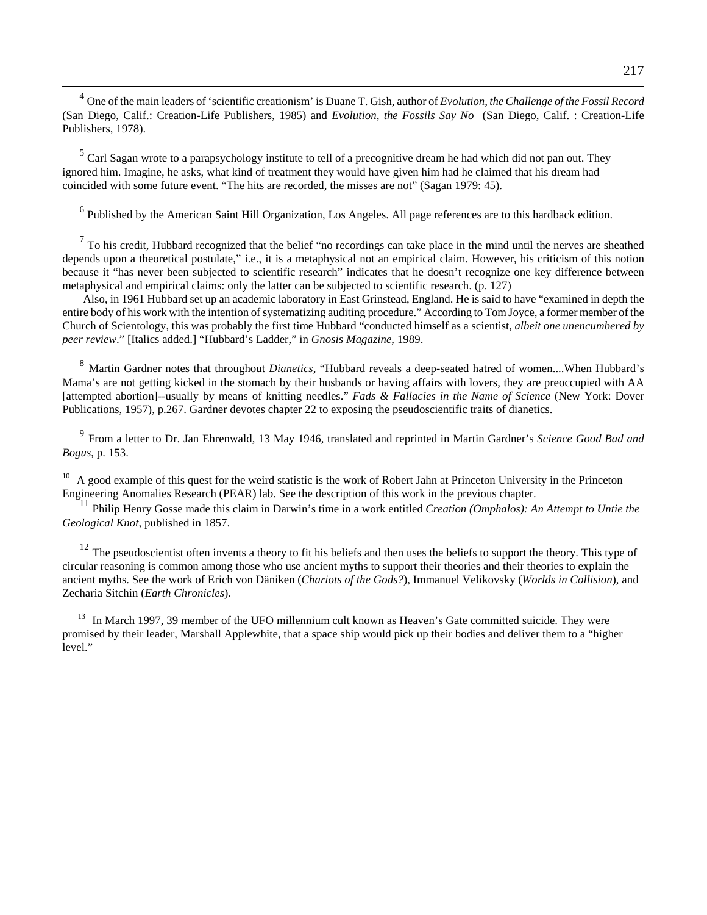[4] One of the main leaders of 'scientific creationism' is Duane T. Gish, author of *Evolution, the Challenge of the Fossil Record* (San Diego, Calif.: Creation-Life Publishers, 1985) and *Evolution, the Fossils Say No* (San Diego, Calif. : Creation-Life Publishers, 1978).

[5] Carl Sagan wrote to a parapsychology institute to tell of a precognitive dream he had which did not pan out. They ignored him. Imagine, he asks, what kind of treatment they would have given him had he claimed that his dream had coincided with some future event. "The hits are recorded, the misses are not" (Sagan 1979: 45).

[6] Published by the American Saint Hill Organization, Los Angeles. All page references are to this hardback edition.

[7] To his credit, Hubbard recognized that the belief "no recordings can take place in the mind until the nerves are sheathed depends upon a theoretical postulate," i.e., it is a metaphysical not an empirical claim. However, his criticism of this notion because it "has never been subjected to scientific research" indicates that he doesn't recognize one key difference between metaphysical and empirical claims: only the latter can be subjected to scientific research. (p. 127)

Also, in 1961 Hubbard set up an academic laboratory in East Grinstead, England. He is said to have "examined in depth the entire body of his work with the intention of systematizing auditing procedure." According to Tom Joyce, a former member of the Church of Scientology, this was probably the first time Hubbard "conducted himself as a scientist, *albeit one unencumbered by peer review*." [Italics added.] "Hubbard's Ladder," in *Gnosis Magazine*, 1989.

[8] Martin Gardner notes that throughout *Dianetics*, "Hubbard reveals a deep-seated hatred of women....When Hubbard's Mama's are not getting kicked in the stomach by their husbands or having affairs with lovers, they are preoccupied with AA [attempted abortion]--usually by means of knitting needles." *Fads & Fallacies in the Name of Science* (New York: Dover Publications, 1957), p.267. Gardner devotes chapter 22 to exposing the pseudoscientific traits of dianetics.

[9] From a letter to Dr. Jan Ehrenwald, 13 May 1946, translated and reprinted in Martin Gardner's *Science Good Bad and Bogus*, p. 153.

[10] A good example of this quest for the weird statistic is the work of Robert Jahn at Princeton University in the Princeton Engineering Anomalies Research (PEAR) lab. See the description of this work in the previous chapter.

[11] Philip Henry Gosse made this claim in Darwin's time in a work entitled *Creation (Omphalos): An Attempt to Untie the Geological Knot*, published in 1857.

[12] The pseudoscientist often invents a theory to fit his beliefs and then uses the beliefs to support the theory. This type of circular reasoning is common among those who use ancient myths to support their theories and their theories to explain the ancient myths. See the work of Erich von Däniken (*Chariots of the Gods?*), Immanuel Velikovsky (*Worlds in Collision*), and Zecharia Sitchin (*Earth Chronicles*).

[13] In March 1997, 39 member of the UFO millennium cult known as Heaven's Gate committed suicide. They were promised by their leader, Marshall Applewhite, that a space ship would pick up their bodies and deliver them to a "higher level."